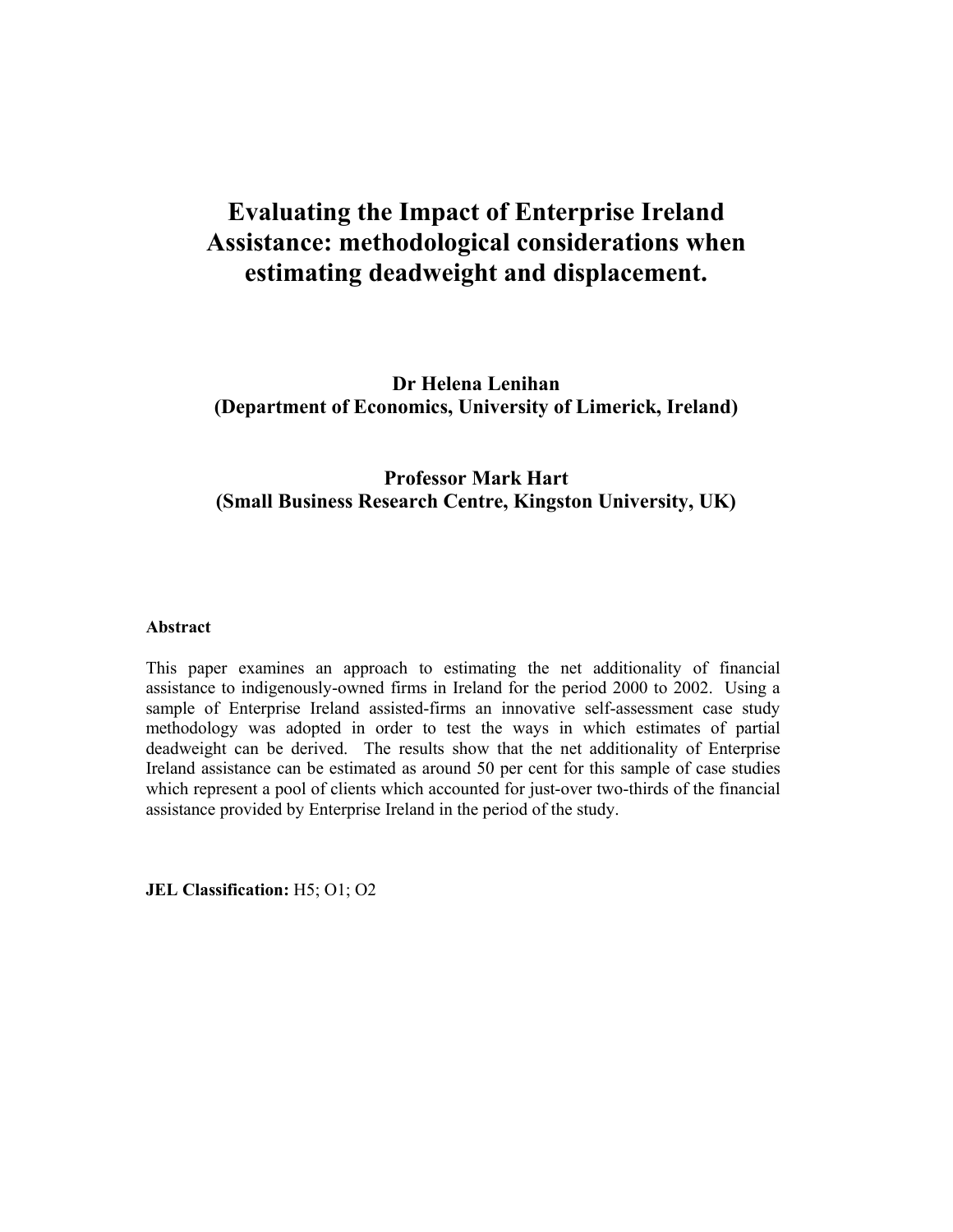# Evaluating the Impact of Enterprise Ireland Assistance: methodological considerations when estimating deadweight and displacement.

**Dr Helena Lenihan**
**(Department of Economics, University of Limerick, Ireland)**

**Professor Mark Hart**
**(Small Business Research Centre, Kingston University, UK)**

**Abstract**

This paper examines an approach to estimating the net additionality of financial assistance to indigenously-owned firms in Ireland for the period 2000 to 2002. Using a sample of Enterprise Ireland assisted-firms an innovative self-assessment case study methodology was adopted in order to test the ways in which estimates of partial deadweight can be derived. The results show that the net additionality of Enterprise Ireland assistance can be estimated as around 50 per cent for this sample of case studies which represent a pool of clients which accounted for just-over two-thirds of the financial assistance provided by Enterprise Ireland in the period of the study.

**JEL Classification:** H5; O1; O2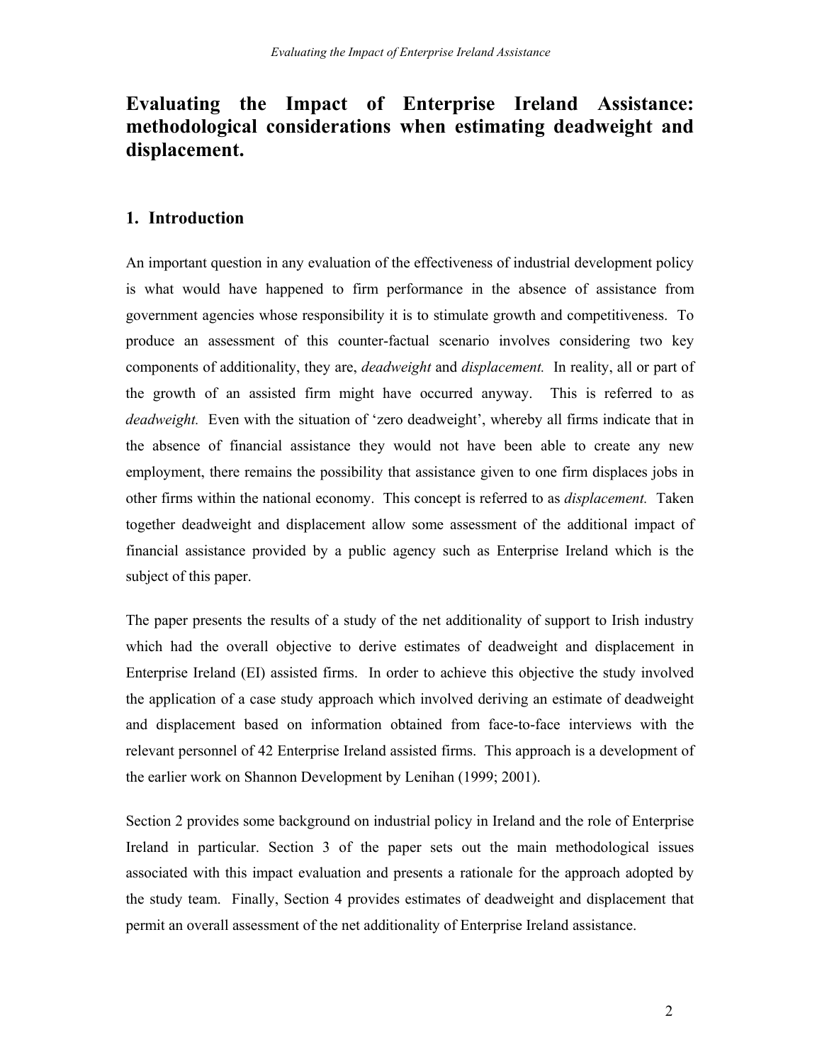# Evaluating the Impact of Enterprise Ireland Assistance: methodological considerations when estimating deadweight and displacement.

## 1. Introduction

An important question in any evaluation of the effectiveness of industrial development policy is what would have happened to firm performance in the absence of assistance from government agencies whose responsibility it is to stimulate growth and competitiveness. To produce an assessment of this counter-factual scenario involves considering two key components of additionality, they are, *deadweight* and *displacement.* In reality, all or part of the growth of an assisted firm might have occurred anyway. This is referred to as *deadweight.* Even with the situation of 'zero deadweight', whereby all firms indicate that in the absence of financial assistance they would not have been able to create any new employment, there remains the possibility that assistance given to one firm displaces jobs in other firms within the national economy. This concept is referred to as *displacement.* Taken together deadweight and displacement allow some assessment of the additional impact of financial assistance provided by a public agency such as Enterprise Ireland which is the subject of this paper.

The paper presents the results of a study of the net additionality of support to Irish industry which had the overall objective to derive estimates of deadweight and displacement in Enterprise Ireland (EI) assisted firms. In order to achieve this objective the study involved the application of a case study approach which involved deriving an estimate of deadweight and displacement based on information obtained from face-to-face interviews with the relevant personnel of 42 Enterprise Ireland assisted firms. This approach is a development of the earlier work on Shannon Development by Lenihan (1999; 2001).

Section 2 provides some background on industrial policy in Ireland and the role of Enterprise Ireland in particular. Section 3 of the paper sets out the main methodological issues associated with this impact evaluation and presents a rationale for the approach adopted by the study team. Finally, Section 4 provides estimates of deadweight and displacement that permit an overall assessment of the net additionality of Enterprise Ireland assistance.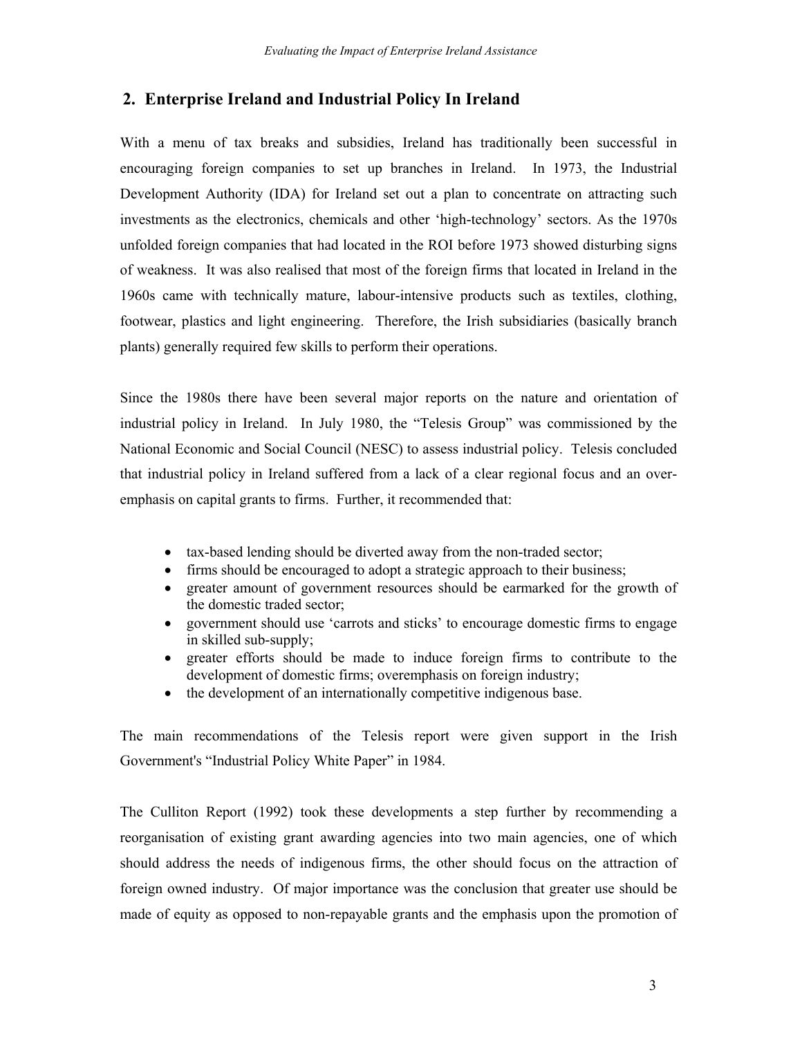## 2. Enterprise Ireland and Industrial Policy In Ireland

With a menu of tax breaks and subsidies, Ireland has traditionally been successful in encouraging foreign companies to set up branches in Ireland. In 1973, the Industrial Development Authority (IDA) for Ireland set out a plan to concentrate on attracting such investments as the electronics, chemicals and other 'high-technology' sectors. As the 1970s unfolded foreign companies that had located in the ROI before 1973 showed disturbing signs of weakness. It was also realised that most of the foreign firms that located in Ireland in the 1960s came with technically mature, labour-intensive products such as textiles, clothing, footwear, plastics and light engineering. Therefore, the Irish subsidiaries (basically branch plants) generally required few skills to perform their operations.

Since the 1980s there have been several major reports on the nature and orientation of industrial policy in Ireland. In July 1980, the "Telesis Group" was commissioned by the National Economic and Social Council (NESC) to assess industrial policy. Telesis concluded that industrial policy in Ireland suffered from a lack of a clear regional focus and an over-emphasis on capital grants to firms. Further, it recommended that:

- tax-based lending should be diverted away from the non-traded sector;
- firms should be encouraged to adopt a strategic approach to their business;
- greater amount of government resources should be earmarked for the growth of the domestic traded sector;
- government should use 'carrots and sticks' to encourage domestic firms to engage in skilled sub-supply;
- greater efforts should be made to induce foreign firms to contribute to the development of domestic firms; overemphasis on foreign industry;
- the development of an internationally competitive indigenous base.

The main recommendations of the Telesis report were given support in the Irish Government's "Industrial Policy White Paper" in 1984.

The Culliton Report (1992) took these developments a step further by recommending a reorganisation of existing grant awarding agencies into two main agencies, one of which should address the needs of indigenous firms, the other should focus on the attraction of foreign owned industry. Of major importance was the conclusion that greater use should be made of equity as opposed to non-repayable grants and the emphasis upon the promotion of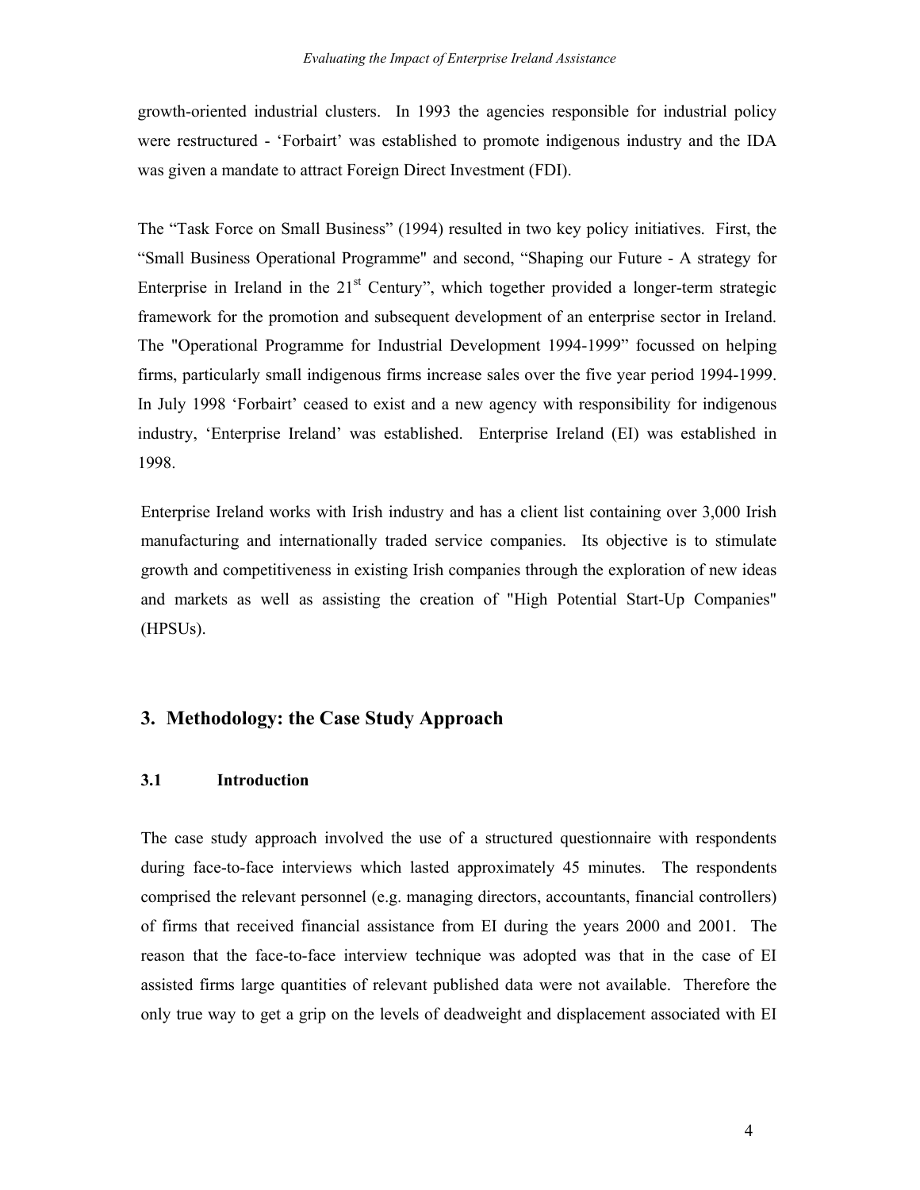growth-oriented industrial clusters. In 1993 the agencies responsible for industrial policy were restructured - 'Forbairt' was established to promote indigenous industry and the IDA was given a mandate to attract Foreign Direct Investment (FDI).

The "Task Force on Small Business" (1994) resulted in two key policy initiatives. First, the "Small Business Operational Programme" and second, "Shaping our Future - A strategy for Enterprise in Ireland in the 21st Century", which together provided a longer-term strategic framework for the promotion and subsequent development of an enterprise sector in Ireland. The "Operational Programme for Industrial Development 1994-1999" focussed on helping firms, particularly small indigenous firms increase sales over the five year period 1994-1999. In July 1998 'Forbairt' ceased to exist and a new agency with responsibility for indigenous industry, 'Enterprise Ireland' was established. Enterprise Ireland (EI) was established in 1998.

Enterprise Ireland works with Irish industry and has a client list containing over 3,000 Irish manufacturing and internationally traded service companies. Its objective is to stimulate growth and competitiveness in existing Irish companies through the exploration of new ideas and markets as well as assisting the creation of "High Potential Start-Up Companies" (HPSUs).

## 3. Methodology: the Case Study Approach

### 3.1 Introduction

The case study approach involved the use of a structured questionnaire with respondents during face-to-face interviews which lasted approximately 45 minutes. The respondents comprised the relevant personnel (e.g. managing directors, accountants, financial controllers) of firms that received financial assistance from EI during the years 2000 and 2001. The reason that the face-to-face interview technique was adopted was that in the case of EI assisted firms large quantities of relevant published data were not available. Therefore the only true way to get a grip on the levels of deadweight and displacement associated with EI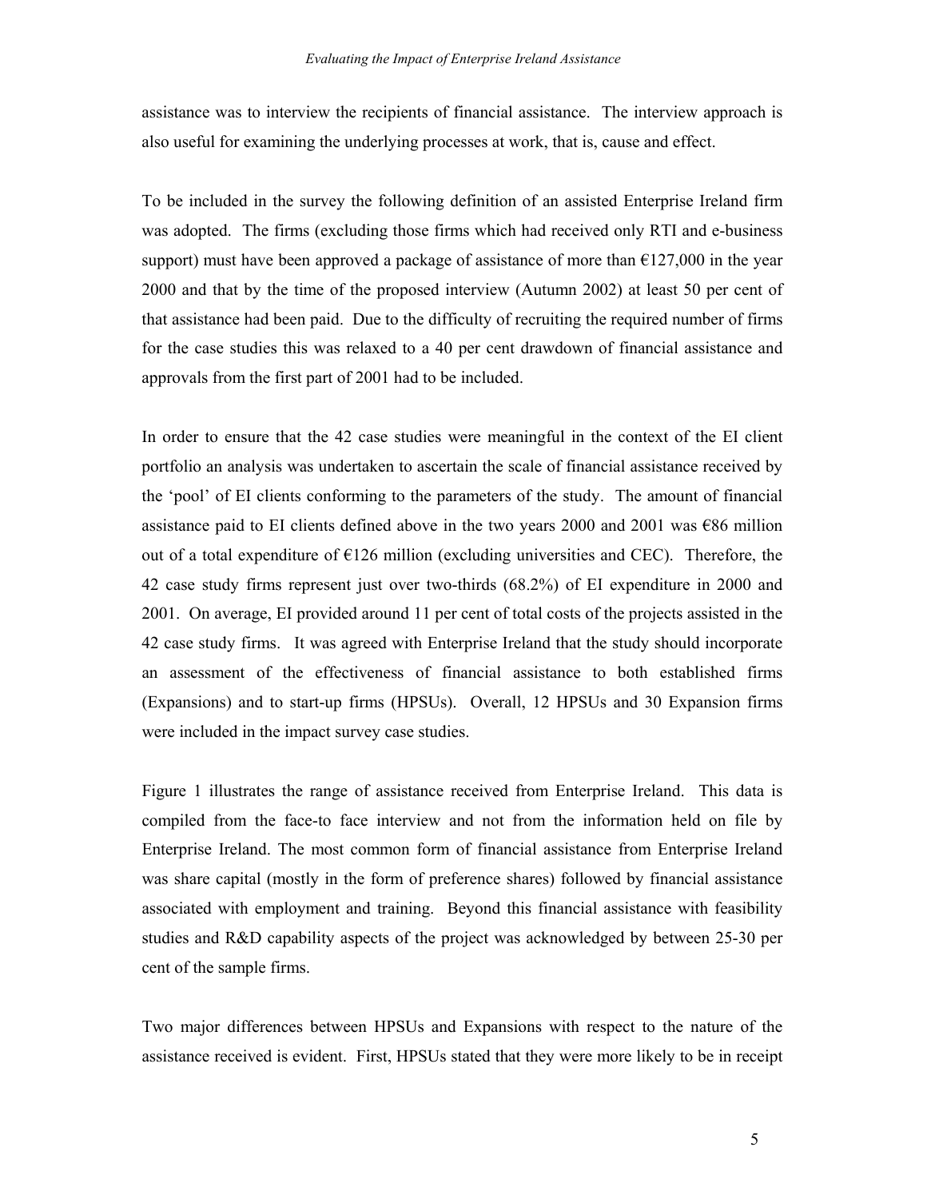assistance was to interview the recipients of financial assistance. The interview approach is also useful for examining the underlying processes at work, that is, cause and effect.

To be included in the survey the following definition of an assisted Enterprise Ireland firm was adopted. The firms (excluding those firms which had received only RTI and e-business support) must have been approved a package of assistance of more than €127,000 in the year 2000 and that by the time of the proposed interview (Autumn 2002) at least 50 per cent of that assistance had been paid. Due to the difficulty of recruiting the required number of firms for the case studies this was relaxed to a 40 per cent drawdown of financial assistance and approvals from the first part of 2001 had to be included.

In order to ensure that the 42 case studies were meaningful in the context of the EI client portfolio an analysis was undertaken to ascertain the scale of financial assistance received by the 'pool' of EI clients conforming to the parameters of the study. The amount of financial assistance paid to EI clients defined above in the two years 2000 and 2001 was €86 million out of a total expenditure of €126 million (excluding universities and CEC). Therefore, the 42 case study firms represent just over two-thirds (68.2%) of EI expenditure in 2000 and 2001. On average, EI provided around 11 per cent of total costs of the projects assisted in the 42 case study firms. It was agreed with Enterprise Ireland that the study should incorporate an assessment of the effectiveness of financial assistance to both established firms (Expansions) and to start-up firms (HPSUs). Overall, 12 HPSUs and 30 Expansion firms were included in the impact survey case studies.

Figure 1 illustrates the range of assistance received from Enterprise Ireland. This data is compiled from the face-to face interview and not from the information held on file by Enterprise Ireland. The most common form of financial assistance from Enterprise Ireland was share capital (mostly in the form of preference shares) followed by financial assistance associated with employment and training. Beyond this financial assistance with feasibility studies and R&D capability aspects of the project was acknowledged by between 25-30 per cent of the sample firms.

Two major differences between HPSUs and Expansions with respect to the nature of the assistance received is evident. First, HPSUs stated that they were more likely to be in receipt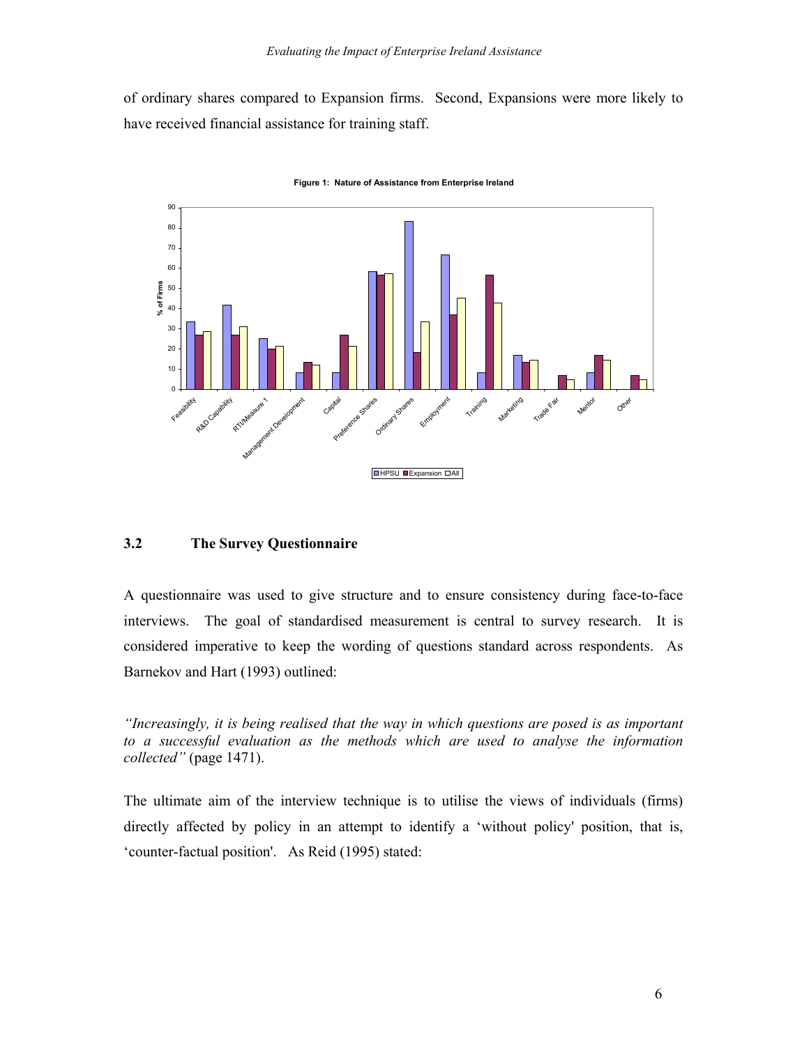of ordinary shares compared to Expansion firms. Second, Expansions were more likely to have received financial assistance for training staff.

**Figure 1: Nature of Assistance from Enterprise Ireland**

### 3.2 The Survey Questionnaire

A questionnaire was used to give structure and to ensure consistency during face-to-face interviews. The goal of standardised measurement is central to survey research. It is considered imperative to keep the wording of questions standard across respondents. As Barnekov and Hart (1993) outlined:

*"Increasingly, it is being realised that the way in which questions are posed is as important to a successful evaluation as the methods which are used to analyse the information collected"* (page 1471).

The ultimate aim of the interview technique is to utilise the views of individuals (firms) directly affected by policy in an attempt to identify a 'without policy' position, that is, 'counter-factual position'. As Reid (1995) stated: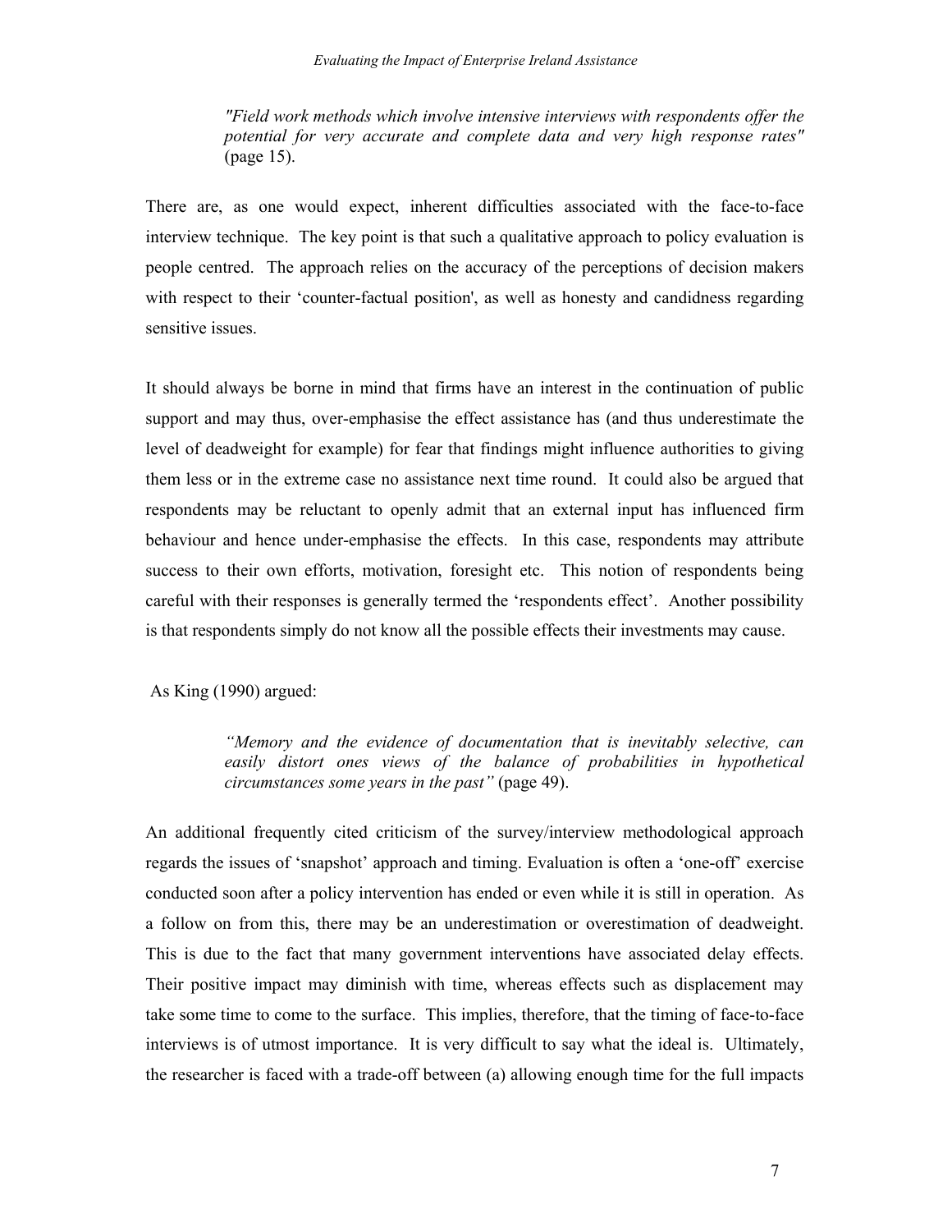> *"Field work methods which involve intensive interviews with respondents offer the potential for very accurate and complete data and very high response rates"* (page 15).

There are, as one would expect, inherent difficulties associated with the face-to-face interview technique. The key point is that such a qualitative approach to policy evaluation is people centred. The approach relies on the accuracy of the perceptions of decision makers with respect to their 'counter-factual position', as well as honesty and candidness regarding sensitive issues.

It should always be borne in mind that firms have an interest in the continuation of public support and may thus, over-emphasise the effect assistance has (and thus underestimate the level of deadweight for example) for fear that findings might influence authorities to giving them less or in the extreme case no assistance next time round. It could also be argued that respondents may be reluctant to openly admit that an external input has influenced firm behaviour and hence under-emphasise the effects. In this case, respondents may attribute success to their own efforts, motivation, foresight etc. This notion of respondents being careful with their responses is generally termed the 'respondents effect'. Another possibility is that respondents simply do not know all the possible effects their investments may cause.

As King (1990) argued:

> *"Memory and the evidence of documentation that is inevitably selective, can easily distort ones views of the balance of probabilities in hypothetical circumstances some years in the past"* (page 49).

An additional frequently cited criticism of the survey/interview methodological approach regards the issues of 'snapshot' approach and timing. Evaluation is often a 'one-off' exercise conducted soon after a policy intervention has ended or even while it is still in operation. As a follow on from this, there may be an underestimation or overestimation of deadweight. This is due to the fact that many government interventions have associated delay effects. Their positive impact may diminish with time, whereas effects such as displacement may take some time to come to the surface. This implies, therefore, that the timing of face-to-face interviews is of utmost importance. It is very difficult to say what the ideal is. Ultimately, the researcher is faced with a trade-off between (a) allowing enough time for the full impacts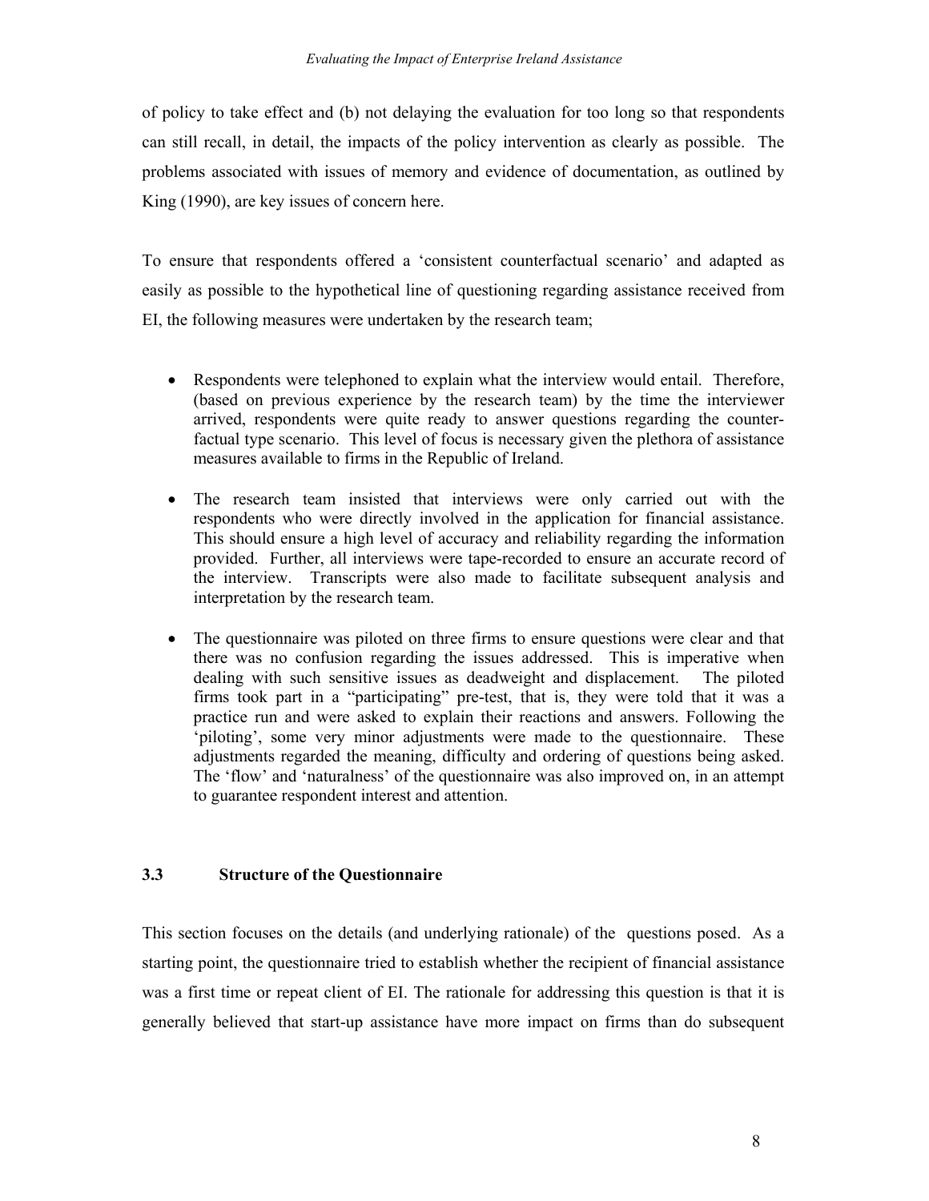of policy to take effect and (b) not delaying the evaluation for too long so that respondents can still recall, in detail, the impacts of the policy intervention as clearly as possible. The problems associated with issues of memory and evidence of documentation, as outlined by King (1990), are key issues of concern here.

To ensure that respondents offered a 'consistent counterfactual scenario' and adapted as easily as possible to the hypothetical line of questioning regarding assistance received from EI, the following measures were undertaken by the research team;

- Respondents were telephoned to explain what the interview would entail. Therefore, (based on previous experience by the research team) by the time the interviewer arrived, respondents were quite ready to answer questions regarding the counter-factual type scenario. This level of focus is necessary given the plethora of assistance measures available to firms in the Republic of Ireland.

- The research team insisted that interviews were only carried out with the respondents who were directly involved in the application for financial assistance. This should ensure a high level of accuracy and reliability regarding the information provided. Further, all interviews were tape-recorded to ensure an accurate record of the interview. Transcripts were also made to facilitate subsequent analysis and interpretation by the research team.

- The questionnaire was piloted on three firms to ensure questions were clear and that there was no confusion regarding the issues addressed. This is imperative when dealing with such sensitive issues as deadweight and displacement. The piloted firms took part in a "participating" pre-test, that is, they were told that it was a practice run and were asked to explain their reactions and answers. Following the 'piloting', some very minor adjustments were made to the questionnaire. These adjustments regarded the meaning, difficulty and ordering of questions being asked. The 'flow' and 'naturalness' of the questionnaire was also improved on, in an attempt to guarantee respondent interest and attention.

### 3.3 Structure of the Questionnaire

This section focuses on the details (and underlying rationale) of the questions posed. As a starting point, the questionnaire tried to establish whether the recipient of financial assistance was a first time or repeat client of EI. The rationale for addressing this question is that it is generally believed that start-up assistance have more impact on firms than do subsequent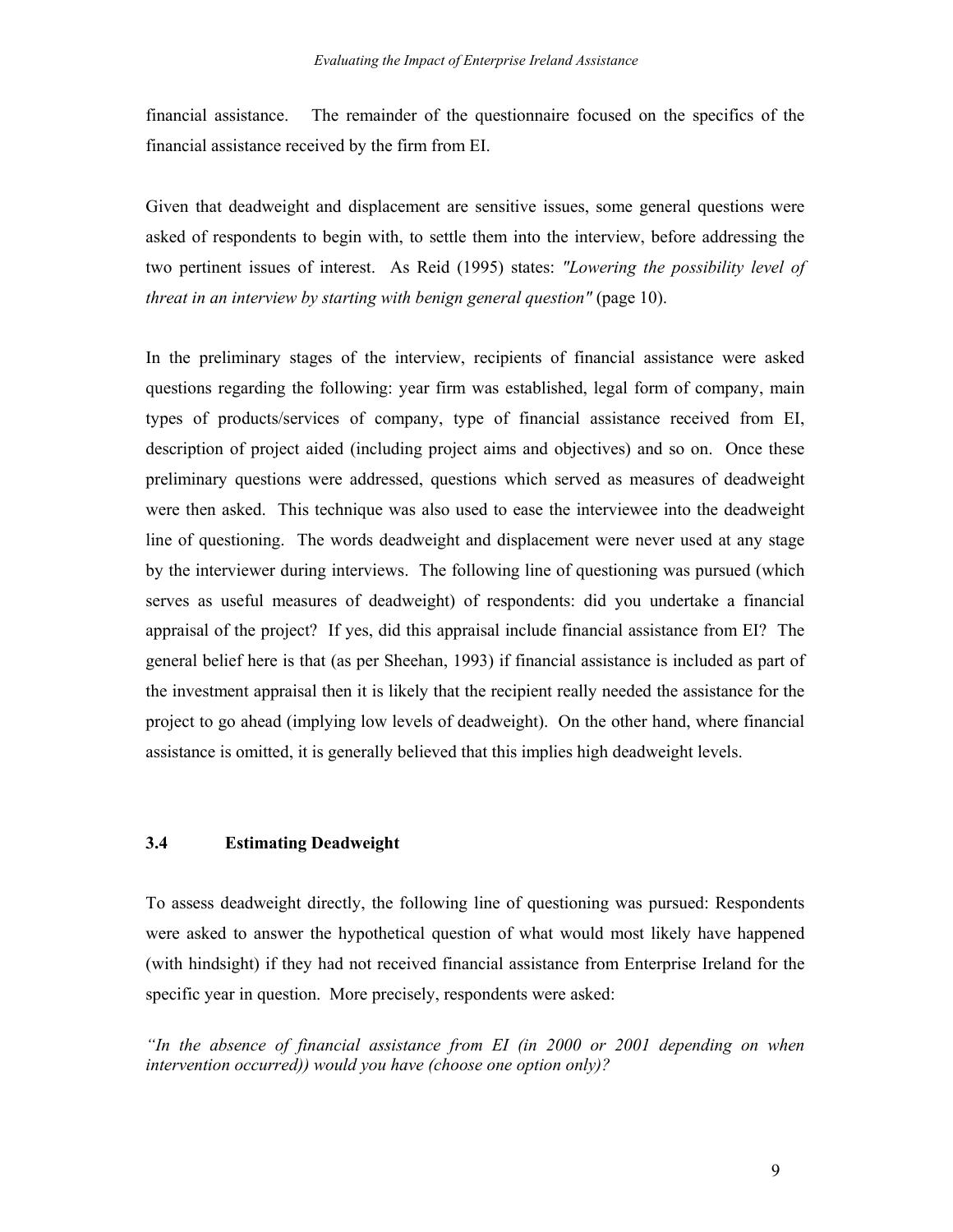financial assistance. The remainder of the questionnaire focused on the specifics of the financial assistance received by the firm from EI.

Given that deadweight and displacement are sensitive issues, some general questions were asked of respondents to begin with, to settle them into the interview, before addressing the two pertinent issues of interest. As Reid (1995) states: *"Lowering the possibility level of threat in an interview by starting with benign general question"* (page 10).

In the preliminary stages of the interview, recipients of financial assistance were asked questions regarding the following: year firm was established, legal form of company, main types of products/services of company, type of financial assistance received from EI, description of project aided (including project aims and objectives) and so on. Once these preliminary questions were addressed, questions which served as measures of deadweight were then asked. This technique was also used to ease the interviewee into the deadweight line of questioning. The words deadweight and displacement were never used at any stage by the interviewer during interviews. The following line of questioning was pursued (which serves as useful measures of deadweight) of respondents: did you undertake a financial appraisal of the project? If yes, did this appraisal include financial assistance from EI? The general belief here is that (as per Sheehan, 1993) if financial assistance is included as part of the investment appraisal then it is likely that the recipient really needed the assistance for the project to go ahead (implying low levels of deadweight). On the other hand, where financial assistance is omitted, it is generally believed that this implies high deadweight levels.

### 3.4 Estimating Deadweight

To assess deadweight directly, the following line of questioning was pursued: Respondents were asked to answer the hypothetical question of what would most likely have happened (with hindsight) if they had not received financial assistance from Enterprise Ireland for the specific year in question. More precisely, respondents were asked:

*"In the absence of financial assistance from EI (in 2000 or 2001 depending on when intervention occurred)) would you have (choose one option only)?*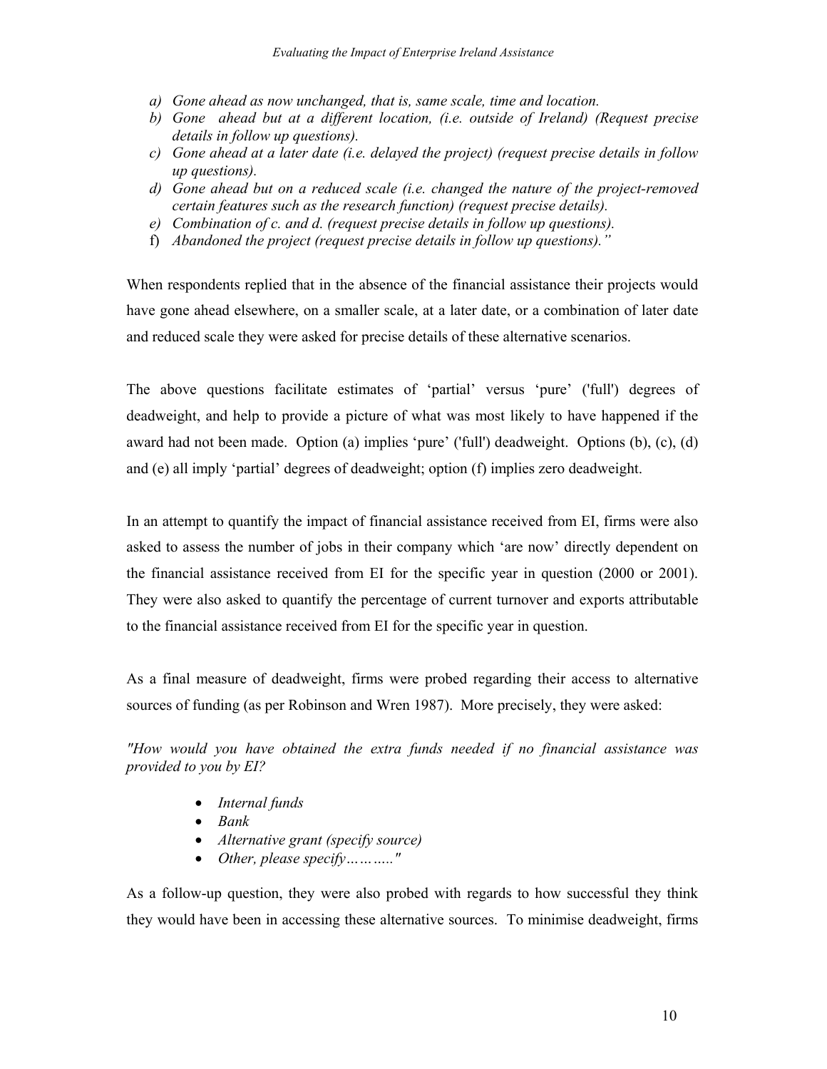- *a) Gone ahead as now unchanged, that is, same scale, time and location.*
- *b) Gone ahead but at a different location, (i.e. outside of Ireland) (Request precise details in follow up questions).*
- *c) Gone ahead at a later date (i.e. delayed the project) (request precise details in follow up questions).*
- *d) Gone ahead but on a reduced scale (i.e. changed the nature of the project-removed certain features such as the research function) (request precise details).*
- *e) Combination of c. and d. (request precise details in follow up questions).*
- f) *Abandoned the project (request precise details in follow up questions)."*

When respondents replied that in the absence of the financial assistance their projects would have gone ahead elsewhere, on a smaller scale, at a later date, or a combination of later date and reduced scale they were asked for precise details of these alternative scenarios.

The above questions facilitate estimates of 'partial' versus 'pure' ('full') degrees of deadweight, and help to provide a picture of what was most likely to have happened if the award had not been made. Option (a) implies 'pure' ('full') deadweight. Options (b), (c), (d) and (e) all imply 'partial' degrees of deadweight; option (f) implies zero deadweight.

In an attempt to quantify the impact of financial assistance received from EI, firms were also asked to assess the number of jobs in their company which 'are now' directly dependent on the financial assistance received from EI for the specific year in question (2000 or 2001). They were also asked to quantify the percentage of current turnover and exports attributable to the financial assistance received from EI for the specific year in question.

As a final measure of deadweight, firms were probed regarding their access to alternative sources of funding (as per Robinson and Wren 1987). More precisely, they were asked:

*"How would you have obtained the extra funds needed if no financial assistance was provided to you by EI?*

- *Internal funds*
- *Bank*
- *Alternative grant (specify source)*
- *Other, please specify………..*"

As a follow-up question, they were also probed with regards to how successful they think they would have been in accessing these alternative sources. To minimise deadweight, firms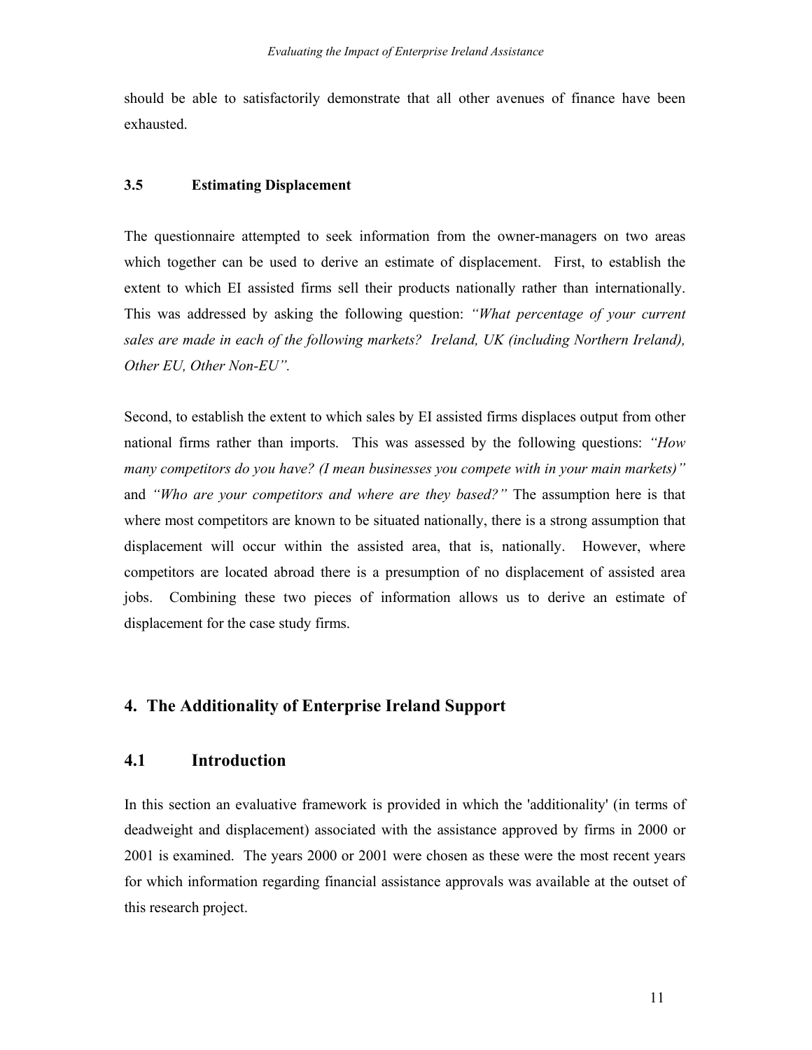should be able to satisfactorily demonstrate that all other avenues of finance have been exhausted.

### 3.5 Estimating Displacement

The questionnaire attempted to seek information from the owner-managers on two areas which together can be used to derive an estimate of displacement. First, to establish the extent to which EI assisted firms sell their products nationally rather than internationally. This was addressed by asking the following question: *"What percentage of your current sales are made in each of the following markets? Ireland, UK (including Northern Ireland), Other EU, Other Non-EU".*

Second, to establish the extent to which sales by EI assisted firms displaces output from other national firms rather than imports. This was assessed by the following questions: *"How many competitors do you have? (I mean businesses you compete with in your main markets)"* and *"Who are your competitors and where are they based?"* The assumption here is that where most competitors are known to be situated nationally, there is a strong assumption that displacement will occur within the assisted area, that is, nationally. However, where competitors are located abroad there is a presumption of no displacement of assisted area jobs. Combining these two pieces of information allows us to derive an estimate of displacement for the case study firms.

## 4. The Additionality of Enterprise Ireland Support

## 4.1 Introduction

In this section an evaluative framework is provided in which the 'additionality' (in terms of deadweight and displacement) associated with the assistance approved by firms in 2000 or 2001 is examined. The years 2000 or 2001 were chosen as these were the most recent years for which information regarding financial assistance approvals was available at the outset of this research project.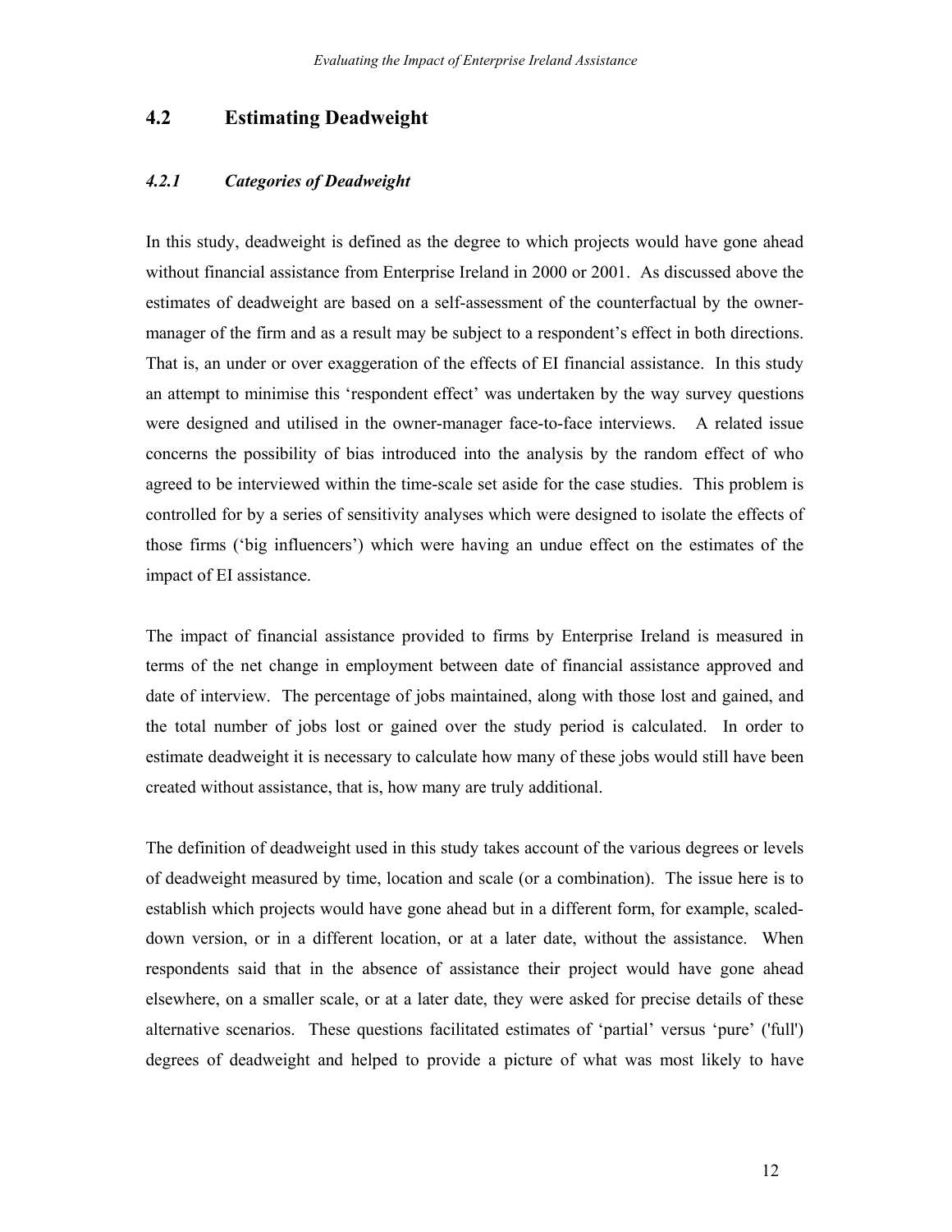## 4.2 Estimating Deadweight

### *4.2.1 Categories of Deadweight*

In this study, deadweight is defined as the degree to which projects would have gone ahead without financial assistance from Enterprise Ireland in 2000 or 2001. As discussed above the estimates of deadweight are based on a self-assessment of the counterfactual by the owner-manager of the firm and as a result may be subject to a respondent's effect in both directions. That is, an under or over exaggeration of the effects of EI financial assistance. In this study an attempt to minimise this 'respondent effect' was undertaken by the way survey questions were designed and utilised in the owner-manager face-to-face interviews. A related issue concerns the possibility of bias introduced into the analysis by the random effect of who agreed to be interviewed within the time-scale set aside for the case studies. This problem is controlled for by a series of sensitivity analyses which were designed to isolate the effects of those firms ('big influencers') which were having an undue effect on the estimates of the impact of EI assistance.

The impact of financial assistance provided to firms by Enterprise Ireland is measured in terms of the net change in employment between date of financial assistance approved and date of interview. The percentage of jobs maintained, along with those lost and gained, and the total number of jobs lost or gained over the study period is calculated. In order to estimate deadweight it is necessary to calculate how many of these jobs would still have been created without assistance, that is, how many are truly additional.

The definition of deadweight used in this study takes account of the various degrees or levels of deadweight measured by time, location and scale (or a combination). The issue here is to establish which projects would have gone ahead but in a different form, for example, scaled-down version, or in a different location, or at a later date, without the assistance. When respondents said that in the absence of assistance their project would have gone ahead elsewhere, on a smaller scale, or at a later date, they were asked for precise details of these alternative scenarios. These questions facilitated estimates of 'partial' versus 'pure' ('full') degrees of deadweight and helped to provide a picture of what was most likely to have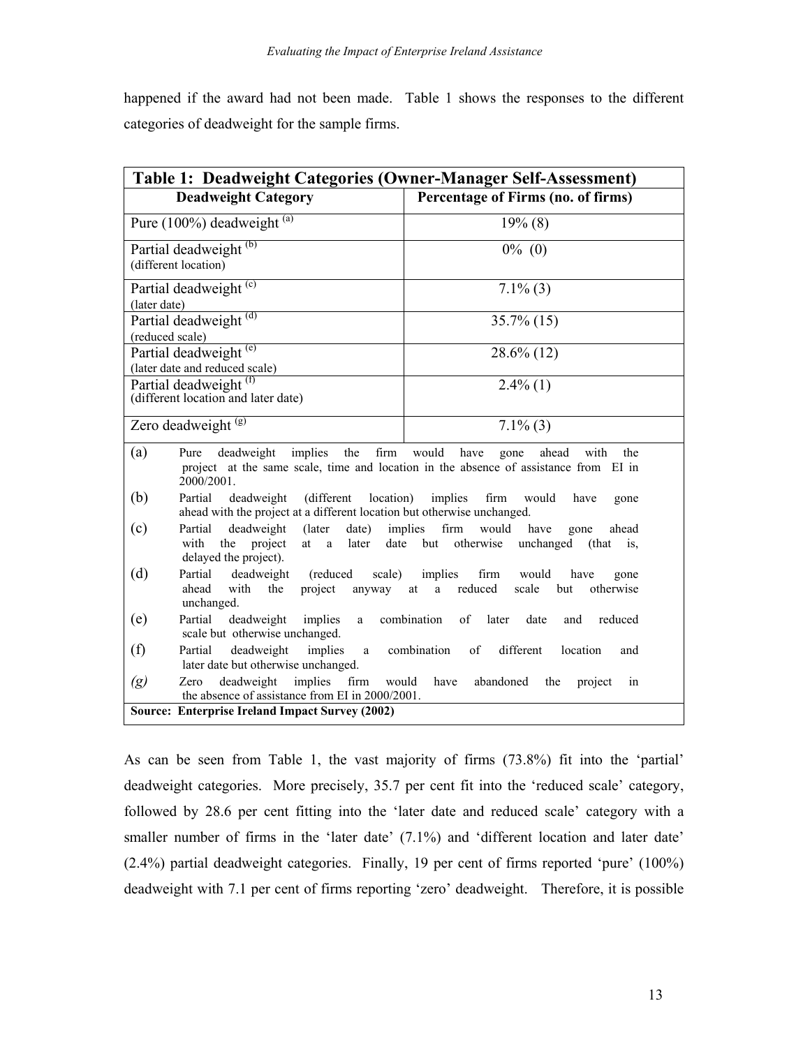happened if the award had not been made. Table 1 shows the responses to the different categories of deadweight for the sample firms.

**Table 1: Deadweight Categories (Owner-Manager Self-Assessment)**

| Deadweight Category | Percentage of Firms (no. of firms) |
|---|---|
| Pure (100%) deadweight [(a)] | 19% (8) |
| Partial deadweight [(b)] (different location) | 0% (0) |
| Partial deadweight [(c)] (later date) | 7.1% (3) |
| Partial deadweight [(d)] (reduced scale) | 35.7% (15) |
| Partial deadweight [(e)] (later date and reduced scale) | 28.6% (12) |
| Partial deadweight [(f)] (different location and later date) | 2.4% (1) |
| Zero deadweight [(g)] | 7.1% (3) |

(a) Pure deadweight implies the firm would have gone ahead with the project at the same scale, time and location in the absence of assistance from EI in 2000/2001.

(b) Partial deadweight (different location) implies firm would have gone ahead with the project at a different location but otherwise unchanged.

(c) Partial deadweight (later date) implies firm would have gone ahead with the project at a later date but otherwise unchanged (that is, delayed the project).

(d) Partial deadweight (reduced scale) implies firm would have gone ahead with the project anyway at a reduced scale but otherwise unchanged.

(e) Partial deadweight implies a combination of later date and reduced scale but otherwise unchanged.

(f) Partial deadweight implies a combination of different location and later date but otherwise unchanged.

*(g)* Zero deadweight implies firm would have abandoned the project in the absence of assistance from EI in 2000/2001.

**Source: Enterprise Ireland Impact Survey (2002)**

As can be seen from Table 1, the vast majority of firms (73.8%) fit into the 'partial' deadweight categories. More precisely, 35.7 per cent fit into the 'reduced scale' category, followed by 28.6 per cent fitting into the 'later date and reduced scale' category with a smaller number of firms in the 'later date' (7.1%) and 'different location and later date' (2.4%) partial deadweight categories. Finally, 19 per cent of firms reported 'pure' (100%) deadweight with 7.1 per cent of firms reporting 'zero' deadweight. Therefore, it is possible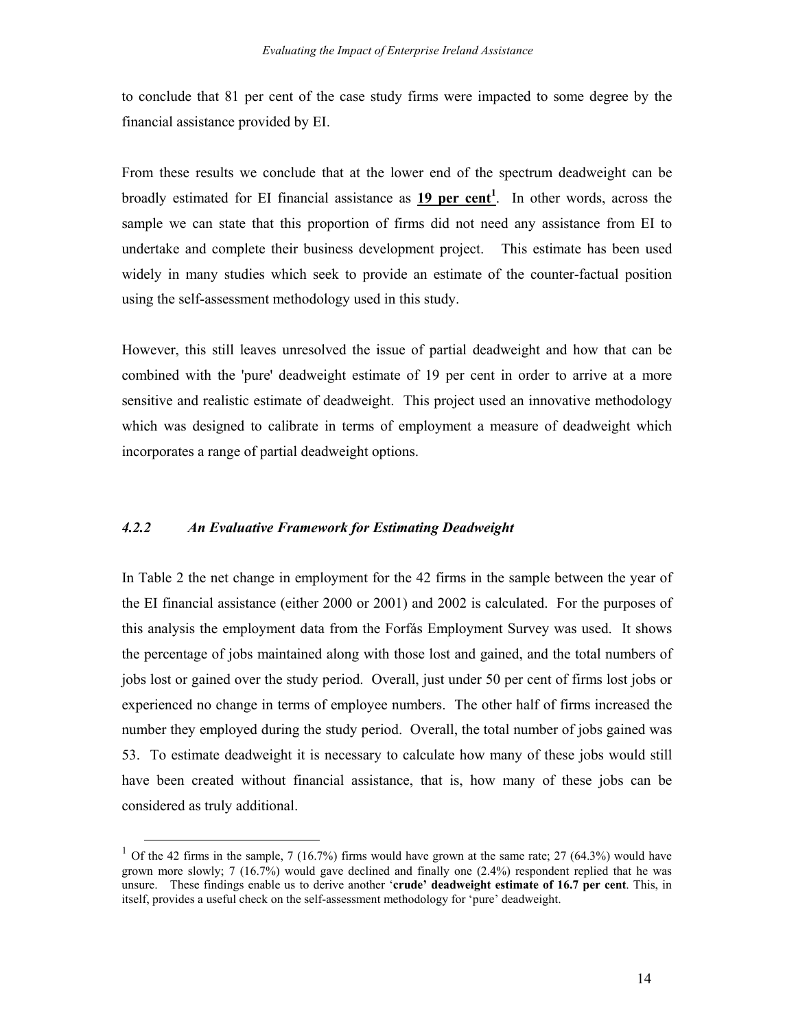to conclude that 81 per cent of the case study firms were impacted to some degree by the financial assistance provided by EI.

From these results we conclude that at the lower end of the spectrum deadweight can be broadly estimated for EI financial assistance as **<u>19 per cent</u>**[1]. In other words, across the sample we can state that this proportion of firms did not need any assistance from EI to undertake and complete their business development project. This estimate has been used widely in many studies which seek to provide an estimate of the counter-factual position using the self-assessment methodology used in this study.

However, this still leaves unresolved the issue of partial deadweight and how that can be combined with the 'pure' deadweight estimate of 19 per cent in order to arrive at a more sensitive and realistic estimate of deadweight. This project used an innovative methodology which was designed to calibrate in terms of employment a measure of deadweight which incorporates a range of partial deadweight options.

#### *4.2.2 An Evaluative Framework for Estimating Deadweight*

In Table 2 the net change in employment for the 42 firms in the sample between the year of the EI financial assistance (either 2000 or 2001) and 2002 is calculated. For the purposes of this analysis the employment data from the Forfás Employment Survey was used. It shows the percentage of jobs maintained along with those lost and gained, and the total numbers of jobs lost or gained over the study period. Overall, just under 50 per cent of firms lost jobs or experienced no change in terms of employee numbers. The other half of firms increased the number they employed during the study period. Overall, the total number of jobs gained was 53. To estimate deadweight it is necessary to calculate how many of these jobs would still have been created without financial assistance, that is, how many of these jobs can be considered as truly additional.

---

[1] Of the 42 firms in the sample, 7 (16.7%) firms would have grown at the same rate; 27 (64.3%) would have grown more slowly; 7 (16.7%) would gave declined and finally one (2.4%) respondent replied that he was unsure. These findings enable us to derive another '**crude' deadweight estimate of 16.7 per cent**. This, in itself, provides a useful check on the self-assessment methodology for 'pure' deadweight.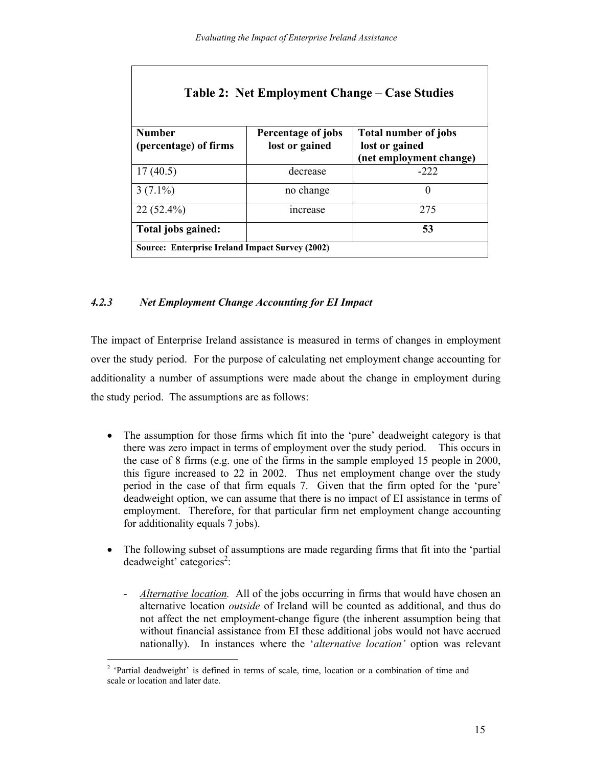**Table 2: Net Employment Change – Case Studies**

| Number (percentage) of firms | Percentage of jobs lost or gained | Total number of jobs lost or gained (net employment change) |
| --- | --- | --- |
| 17 (40.5) | decrease | -222 |
| 3 (7.1%) | no change | 0 |
| 22 (52.4%) | increase | 275 |
| **Total jobs gained:** | | **53** |
| **Source: Enterprise Ireland Impact Survey (2002)** | | |

### *4.2.3 Net Employment Change Accounting for EI Impact*

The impact of Enterprise Ireland assistance is measured in terms of changes in employment over the study period. For the purpose of calculating net employment change accounting for additionality a number of assumptions were made about the change in employment during the study period. The assumptions are as follows:

- The assumption for those firms which fit into the 'pure' deadweight category is that there was zero impact in terms of employment over the study period. This occurs in the case of 8 firms (e.g. one of the firms in the sample employed 15 people in 2000, this figure increased to 22 in 2002. Thus net employment change over the study period in the case of that firm equals 7. Given that the firm opted for the 'pure' deadweight option, we can assume that there is no impact of EI assistance in terms of employment. Therefore, for that particular firm net employment change accounting for additionality equals 7 jobs).

- The following subset of assumptions are made regarding firms that fit into the 'partial deadweight' categories[2]:

  - *Alternative location.* All of the jobs occurring in firms that would have chosen an alternative location *outside* of Ireland will be counted as additional, and thus do not affect the net employment-change figure (the inherent assumption being that without financial assistance from EI these additional jobs would not have accrued nationally). In instances where the '*alternative location'* option was relevant

[2] 'Partial deadweight' is defined in terms of scale, time, location or a combination of time and scale or location and later date.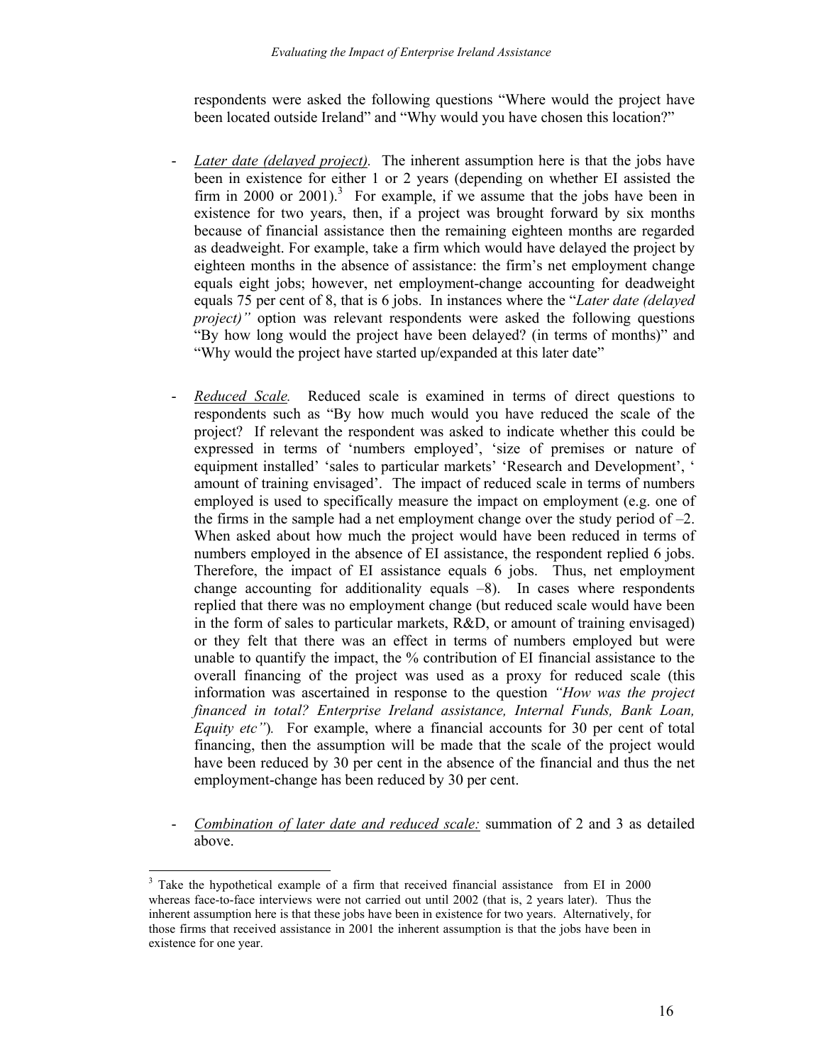respondents were asked the following questions "Where would the project have been located outside Ireland" and "Why would you have chosen this location?"

- *Later date (delayed project).* The inherent assumption here is that the jobs have been in existence for either 1 or 2 years (depending on whether EI assisted the firm in 2000 or 2001).[3] For example, if we assume that the jobs have been in existence for two years, then, if a project was brought forward by six months because of financial assistance then the remaining eighteen months are regarded as deadweight. For example, take a firm which would have delayed the project by eighteen months in the absence of assistance: the firm's net employment change equals eight jobs; however, net employment-change accounting for deadweight equals 75 per cent of 8, that is 6 jobs. In instances where the "*Later date (delayed project)"* option was relevant respondents were asked the following questions "By how long would the project have been delayed? (in terms of months)" and "Why would the project have started up/expanded at this later date"

- *Reduced Scale.* Reduced scale is examined in terms of direct questions to respondents such as "By how much would you have reduced the scale of the project? If relevant the respondent was asked to indicate whether this could be expressed in terms of 'numbers employed', 'size of premises or nature of equipment installed' 'sales to particular markets' 'Research and Development', ' amount of training envisaged'. The impact of reduced scale in terms of numbers employed is used to specifically measure the impact on employment (e.g. one of the firms in the sample had a net employment change over the study period of –2. When asked about how much the project would have been reduced in terms of numbers employed in the absence of EI assistance, the respondent replied 6 jobs. Therefore, the impact of EI assistance equals 6 jobs. Thus, net employment change accounting for additionality equals –8). In cases where respondents replied that there was no employment change (but reduced scale would have been in the form of sales to particular markets, R&D, or amount of training envisaged) or they felt that there was an effect in terms of numbers employed but were unable to quantify the impact, the % contribution of EI financial assistance to the overall financing of the project was used as a proxy for reduced scale (this information was ascertained in response to the question *"How was the project financed in total? Enterprise Ireland assistance, Internal Funds, Bank Loan, Equity etc"*). For example, where a financial accounts for 30 per cent of total financing, then the assumption will be made that the scale of the project would have been reduced by 30 per cent in the absence of the financial and thus the net employment-change has been reduced by 30 per cent.

- *Combination of later date and reduced scale:* summation of 2 and 3 as detailed above.

---

[3] Take the hypothetical example of a firm that received financial assistance from EI in 2000 whereas face-to-face interviews were not carried out until 2002 (that is, 2 years later). Thus the inherent assumption here is that these jobs have been in existence for two years. Alternatively, for those firms that received assistance in 2001 the inherent assumption is that the jobs have been in existence for one year.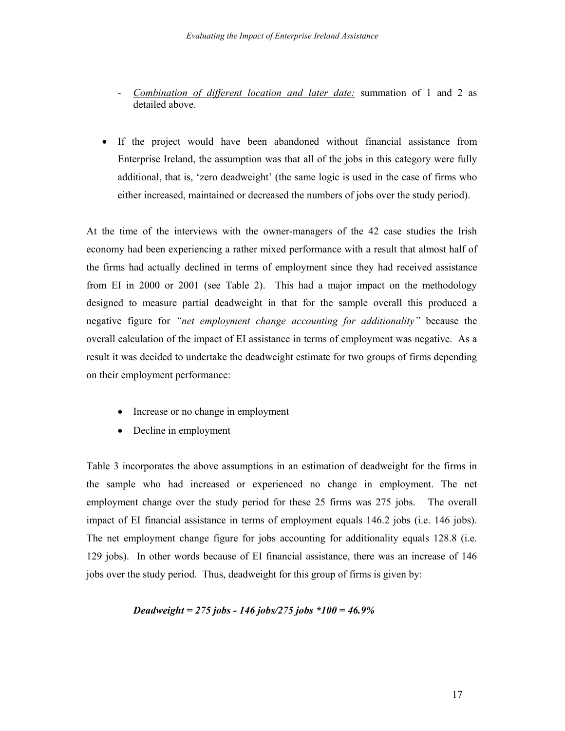- *<u>Combination of different location and later date:</u>* summation of 1 and 2 as detailed above.

- If the project would have been abandoned without financial assistance from Enterprise Ireland, the assumption was that all of the jobs in this category were fully additional, that is, 'zero deadweight' (the same logic is used in the case of firms who either increased, maintained or decreased the numbers of jobs over the study period).

At the time of the interviews with the owner-managers of the 42 case studies the Irish economy had been experiencing a rather mixed performance with a result that almost half of the firms had actually declined in terms of employment since they had received assistance from EI in 2000 or 2001 (see Table 2). This had a major impact on the methodology designed to measure partial deadweight in that for the sample overall this produced a negative figure for *"net employment change accounting for additionality"* because the overall calculation of the impact of EI assistance in terms of employment was negative. As a result it was decided to undertake the deadweight estimate for two groups of firms depending on their employment performance:

- Increase or no change in employment
- Decline in employment

Table 3 incorporates the above assumptions in an estimation of deadweight for the firms in the sample who had increased or experienced no change in employment. The net employment change over the study period for these 25 firms was 275 jobs. The overall impact of EI financial assistance in terms of employment equals 146.2 jobs (i.e. 146 jobs). The net employment change figure for jobs accounting for additionality equals 128.8 (i.e. 129 jobs). In other words because of EI financial assistance, there was an increase of 146 jobs over the study period. Thus, deadweight for this group of firms is given by:

***Deadweight = 275 jobs - 146 jobs/275 jobs *100 = 46.9%***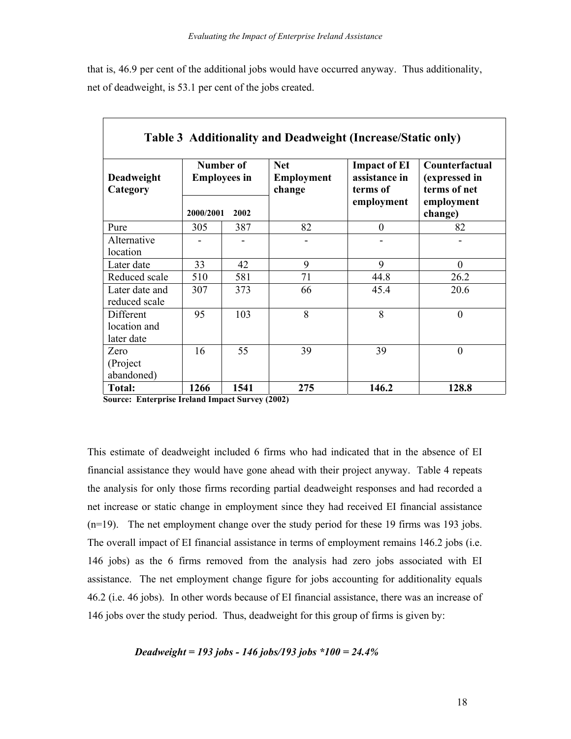that is, 46.9 per cent of the additional jobs would have occurred anyway. Thus additionality, net of deadweight, is 53.1 per cent of the jobs created.

**Table 3 Additionality and Deadweight (Increase/Static only)**

| Deadweight Category | Number of Employees in | | Net Employment change | Impact of EI assistance in terms of employment | Counterfactual (expressed in terms of net employment change) |
|---|---|---|---|---|---|
| | 2000/2001 | 2002 | | | |
| Pure | 305 | 387 | 82 | 0 | 82 |
| Alternative location | - | - | - | - | - |
| Later date | 33 | 42 | 9 | 9 | 0 |
| Reduced scale | 510 | 581 | 71 | 44.8 | 26.2 |
| Later date and reduced scale | 307 | 373 | 66 | 45.4 | 20.6 |
| Different location and later date | 95 | 103 | 8 | 8 | 0 |
| Zero (Project abandoned) | 16 | 55 | 39 | 39 | 0 |
| **Total:** | **1266** | **1541** | **275** | **146.2** | **128.8** |

**Source: Enterprise Ireland Impact Survey (2002)**

This estimate of deadweight included 6 firms who had indicated that in the absence of EI financial assistance they would have gone ahead with their project anyway. Table 4 repeats the analysis for only those firms recording partial deadweight responses and had recorded a net increase or static change in employment since they had received EI financial assistance (n=19). The net employment change over the study period for these 19 firms was 193 jobs. The overall impact of EI financial assistance in terms of employment remains 146.2 jobs (i.e. 146 jobs) as the 6 firms removed from the analysis had zero jobs associated with EI assistance. The net employment change figure for jobs accounting for additionality equals 46.2 (i.e. 46 jobs). In other words because of EI financial assistance, there was an increase of 146 jobs over the study period. Thus, deadweight for this group of firms is given by:

***Deadweight = 193 jobs - 146 jobs/193 jobs *100 = 24.4%***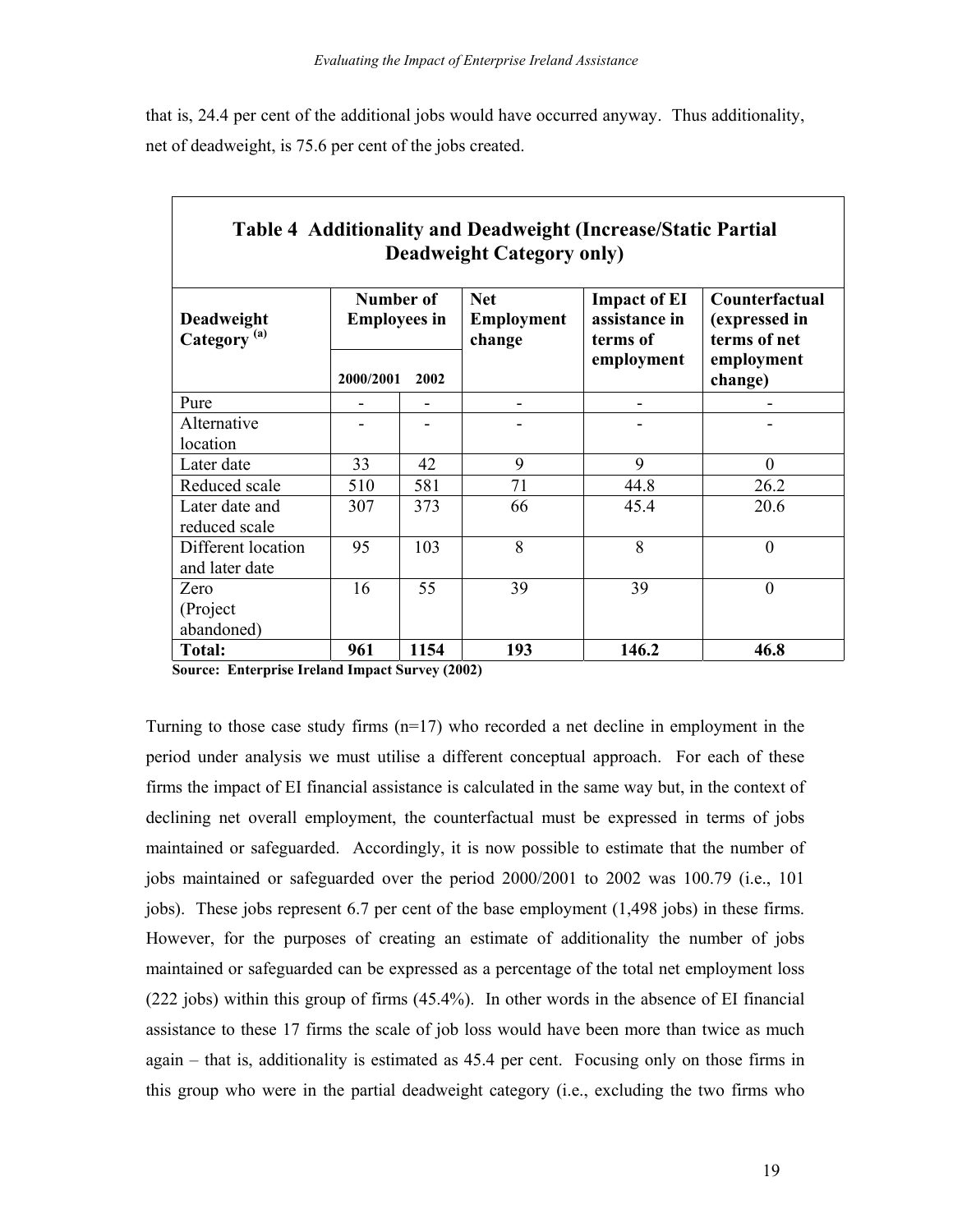that is, 24.4 per cent of the additional jobs would have occurred anyway. Thus additionality, net of deadweight, is 75.6 per cent of the jobs created.

**Table 4 Additionality and Deadweight (Increase/Static Partial Deadweight Category only)**

| Deadweight Category [(a)] | Number of Employees in | | Net Employment change | Impact of EI assistance in terms of employment | Counterfactual (expressed in terms of net employment change) |
|---|---|---|---|---|---|
| | 2000/2001 | 2002 | | | |
| Pure | - | - | - | - | - |
| Alternative location | - | - | - | - | - |
| Later date | 33 | 42 | 9 | 9 | 0 |
| Reduced scale | 510 | 581 | 71 | 44.8 | 26.2 |
| Later date and reduced scale | 307 | 373 | 66 | 45.4 | 20.6 |
| Different location and later date | 95 | 103 | 8 | 8 | 0 |
| Zero (Project abandoned) | 16 | 55 | 39 | 39 | 0 |
| **Total:** | **961** | **1154** | **193** | **146.2** | **46.8** |

**Source: Enterprise Ireland Impact Survey (2002)**

Turning to those case study firms (n=17) who recorded a net decline in employment in the period under analysis we must utilise a different conceptual approach. For each of these firms the impact of EI financial assistance is calculated in the same way but, in the context of declining net overall employment, the counterfactual must be expressed in terms of jobs maintained or safeguarded. Accordingly, it is now possible to estimate that the number of jobs maintained or safeguarded over the period 2000/2001 to 2002 was 100.79 (i.e., 101 jobs). These jobs represent 6.7 per cent of the base employment (1,498 jobs) in these firms. However, for the purposes of creating an estimate of additionality the number of jobs maintained or safeguarded can be expressed as a percentage of the total net employment loss (222 jobs) within this group of firms (45.4%). In other words in the absence of EI financial assistance to these 17 firms the scale of job loss would have been more than twice as much again – that is, additionality is estimated as 45.4 per cent. Focusing only on those firms in this group who were in the partial deadweight category (i.e., excluding the two firms who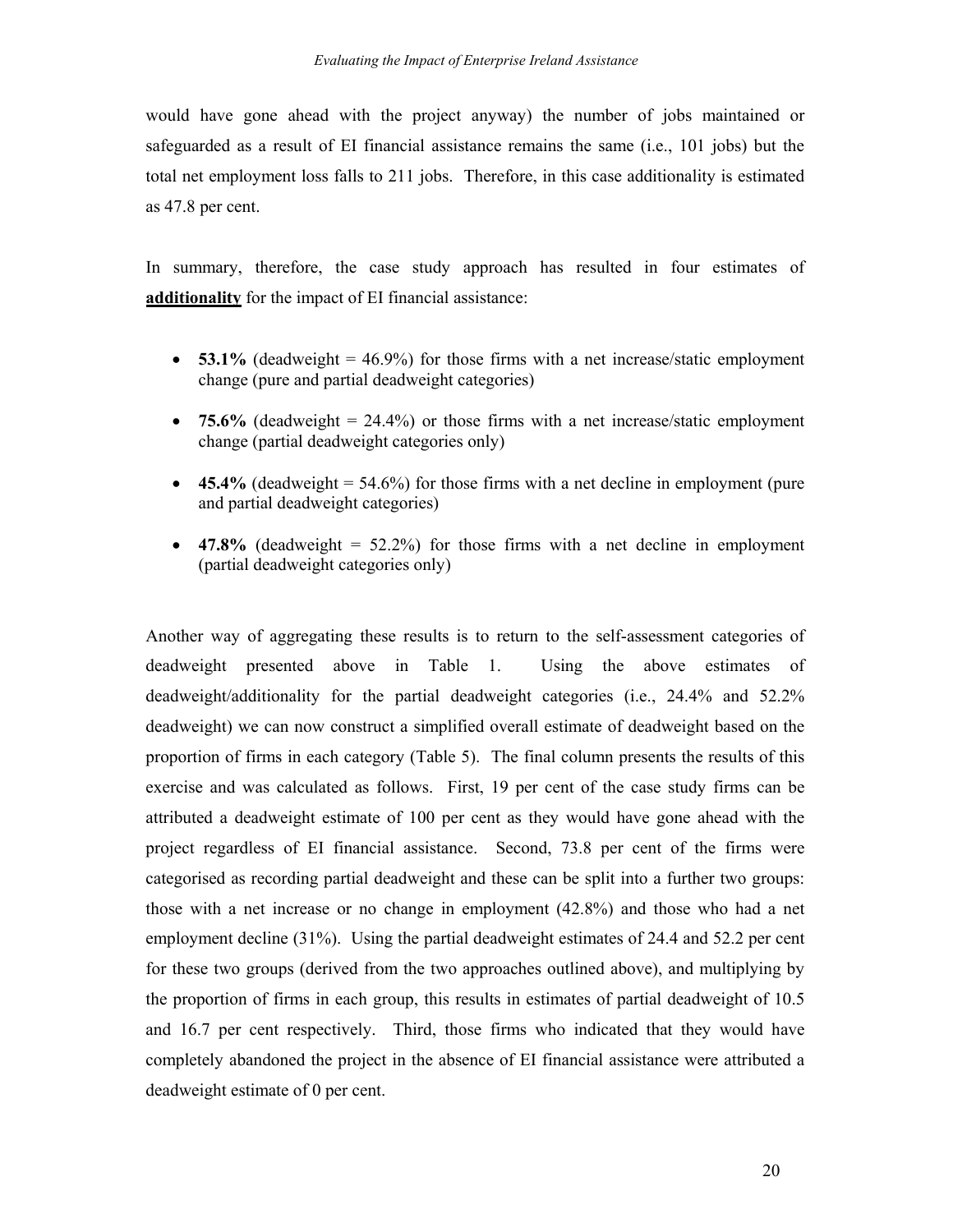would have gone ahead with the project anyway) the number of jobs maintained or safeguarded as a result of EI financial assistance remains the same (i.e., 101 jobs) but the total net employment loss falls to 211 jobs. Therefore, in this case additionality is estimated as 47.8 per cent.

In summary, therefore, the case study approach has resulted in four estimates of **additionality** for the impact of EI financial assistance:

- **53.1%** (deadweight = 46.9%) for those firms with a net increase/static employment change (pure and partial deadweight categories)
- **75.6%** (deadweight = 24.4%) or those firms with a net increase/static employment change (partial deadweight categories only)
- **45.4%** (deadweight = 54.6%) for those firms with a net decline in employment (pure and partial deadweight categories)
- **47.8%** (deadweight = 52.2%) for those firms with a net decline in employment (partial deadweight categories only)

Another way of aggregating these results is to return to the self-assessment categories of deadweight presented above in Table 1. Using the above estimates of deadweight/additionality for the partial deadweight categories (i.e., 24.4% and 52.2% deadweight) we can now construct a simplified overall estimate of deadweight based on the proportion of firms in each category (Table 5). The final column presents the results of this exercise and was calculated as follows. First, 19 per cent of the case study firms can be attributed a deadweight estimate of 100 per cent as they would have gone ahead with the project regardless of EI financial assistance. Second, 73.8 per cent of the firms were categorised as recording partial deadweight and these can be split into a further two groups: those with a net increase or no change in employment (42.8%) and those who had a net employment decline (31%). Using the partial deadweight estimates of 24.4 and 52.2 per cent for these two groups (derived from the two approaches outlined above), and multiplying by the proportion of firms in each group, this results in estimates of partial deadweight of 10.5 and 16.7 per cent respectively. Third, those firms who indicated that they would have completely abandoned the project in the absence of EI financial assistance were attributed a deadweight estimate of 0 per cent.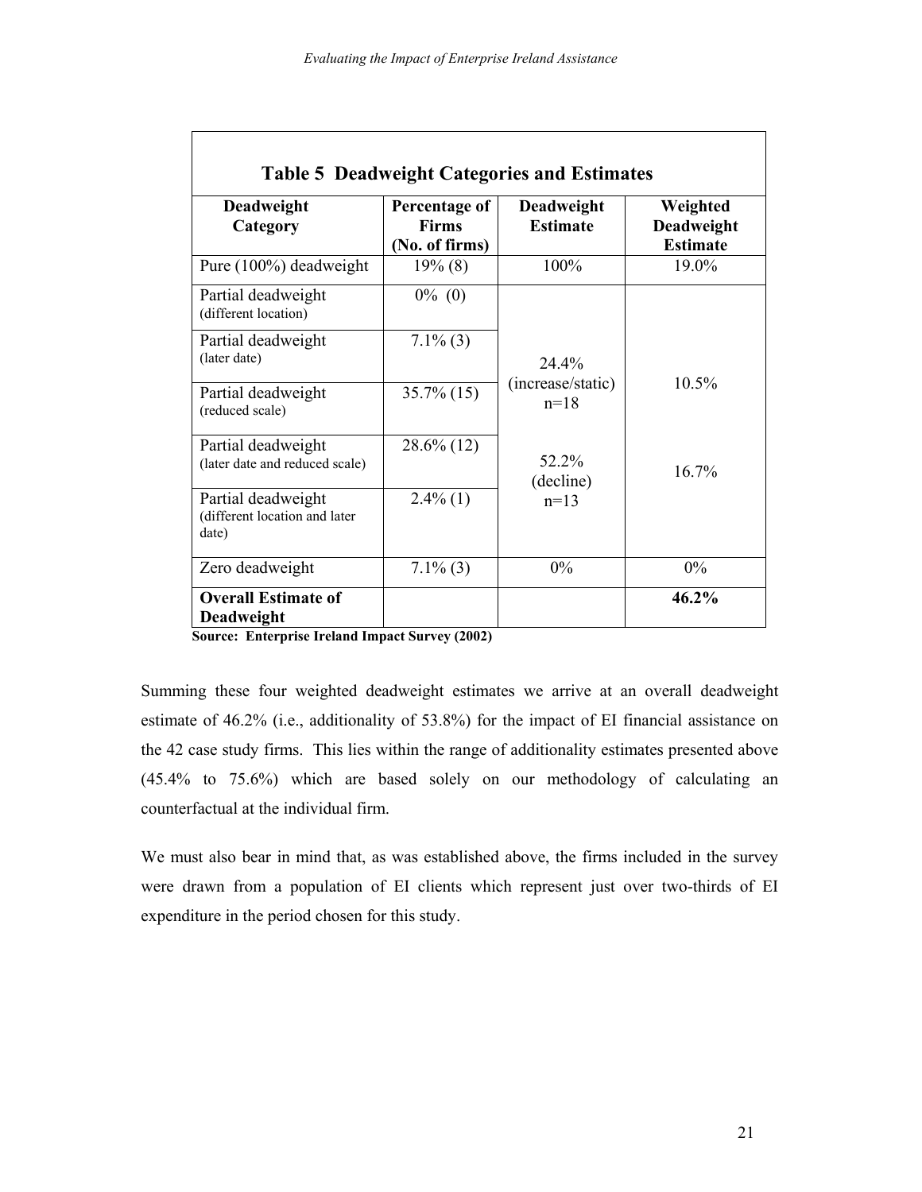**Table 5 Deadweight Categories and Estimates**

| Deadweight Category | Percentage of Firms (No. of firms) | Deadweight Estimate | Weighted Deadweight Estimate |
|---|---|---|---|
| Pure (100%) deadweight | 19% (8) | 100% | 19.0% |
| Partial deadweight (different location) | 0% (0) | 24.4% (increase/static) n=18 | 10.5% |
| Partial deadweight (later date) | 7.1% (3) | | |
| Partial deadweight (reduced scale) | 35.7% (15) | | |
| Partial deadweight (later date and reduced scale) | 28.6% (12) | 52.2% (decline) n=13 | 16.7% |
| Partial deadweight (different location and later date) | 2.4% (1) | | |
| Zero deadweight | 7.1% (3) | 0% | 0% |
| **Overall Estimate of Deadweight** | | | **46.2%** |

**Source: Enterprise Ireland Impact Survey (2002)**

Summing these four weighted deadweight estimates we arrive at an overall deadweight estimate of 46.2% (i.e., additionality of 53.8%) for the impact of EI financial assistance on the 42 case study firms. This lies within the range of additionality estimates presented above (45.4% to 75.6%) which are based solely on our methodology of calculating an counterfactual at the individual firm.

We must also bear in mind that, as was established above, the firms included in the survey were drawn from a population of EI clients which represent just over two-thirds of EI expenditure in the period chosen for this study.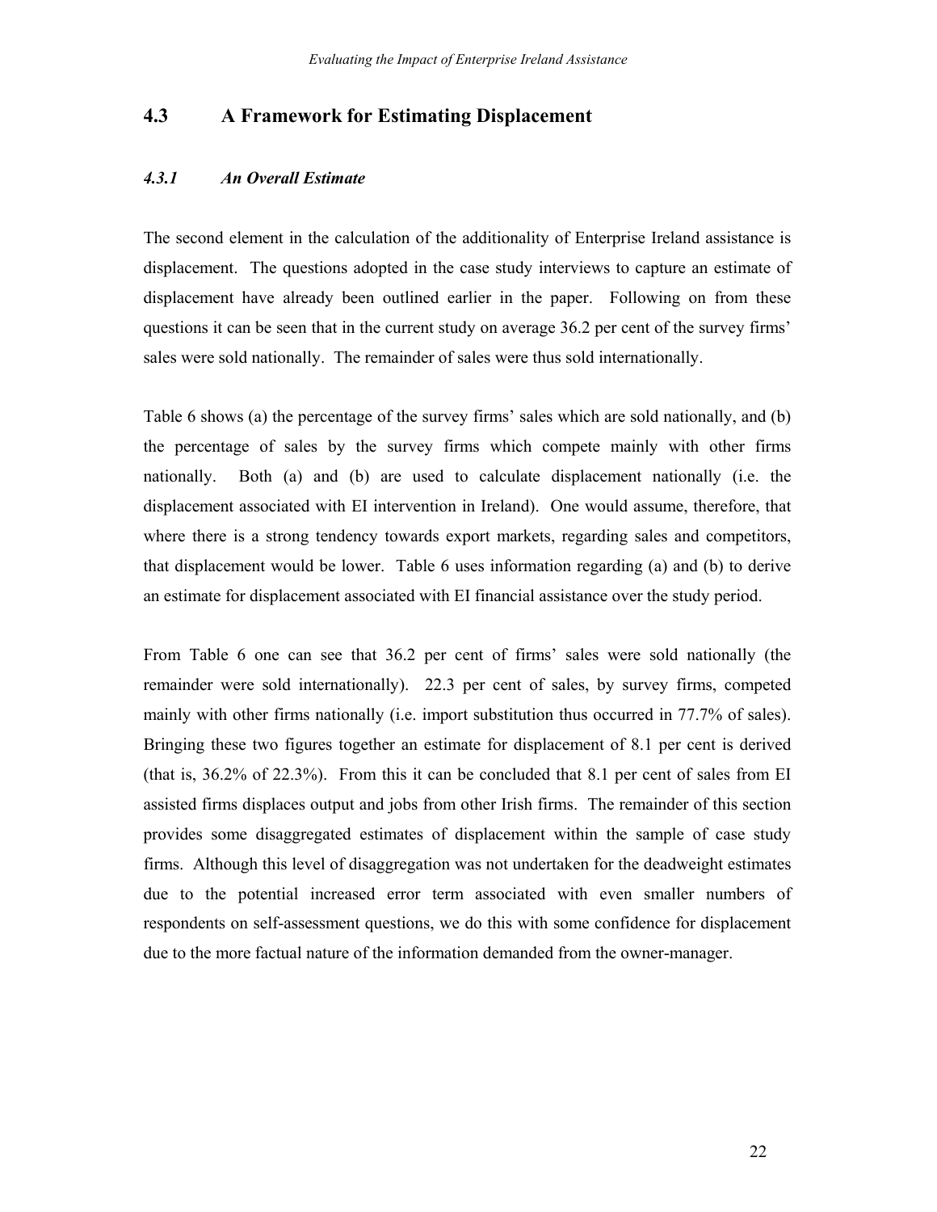## 4.3 A Framework for Estimating Displacement

### *4.3.1 An Overall Estimate*

The second element in the calculation of the additionality of Enterprise Ireland assistance is displacement. The questions adopted in the case study interviews to capture an estimate of displacement have already been outlined earlier in the paper. Following on from these questions it can be seen that in the current study on average 36.2 per cent of the survey firms' sales were sold nationally. The remainder of sales were thus sold internationally.

Table 6 shows (a) the percentage of the survey firms' sales which are sold nationally, and (b) the percentage of sales by the survey firms which compete mainly with other firms nationally. Both (a) and (b) are used to calculate displacement nationally (i.e. the displacement associated with EI intervention in Ireland). One would assume, therefore, that where there is a strong tendency towards export markets, regarding sales and competitors, that displacement would be lower. Table 6 uses information regarding (a) and (b) to derive an estimate for displacement associated with EI financial assistance over the study period.

From Table 6 one can see that 36.2 per cent of firms' sales were sold nationally (the remainder were sold internationally). 22.3 per cent of sales, by survey firms, competed mainly with other firms nationally (i.e. import substitution thus occurred in 77.7% of sales). Bringing these two figures together an estimate for displacement of 8.1 per cent is derived (that is, 36.2% of 22.3%). From this it can be concluded that 8.1 per cent of sales from EI assisted firms displaces output and jobs from other Irish firms. The remainder of this section provides some disaggregated estimates of displacement within the sample of case study firms. Although this level of disaggregation was not undertaken for the deadweight estimates due to the potential increased error term associated with even smaller numbers of respondents on self-assessment questions, we do this with some confidence for displacement due to the more factual nature of the information demanded from the owner-manager.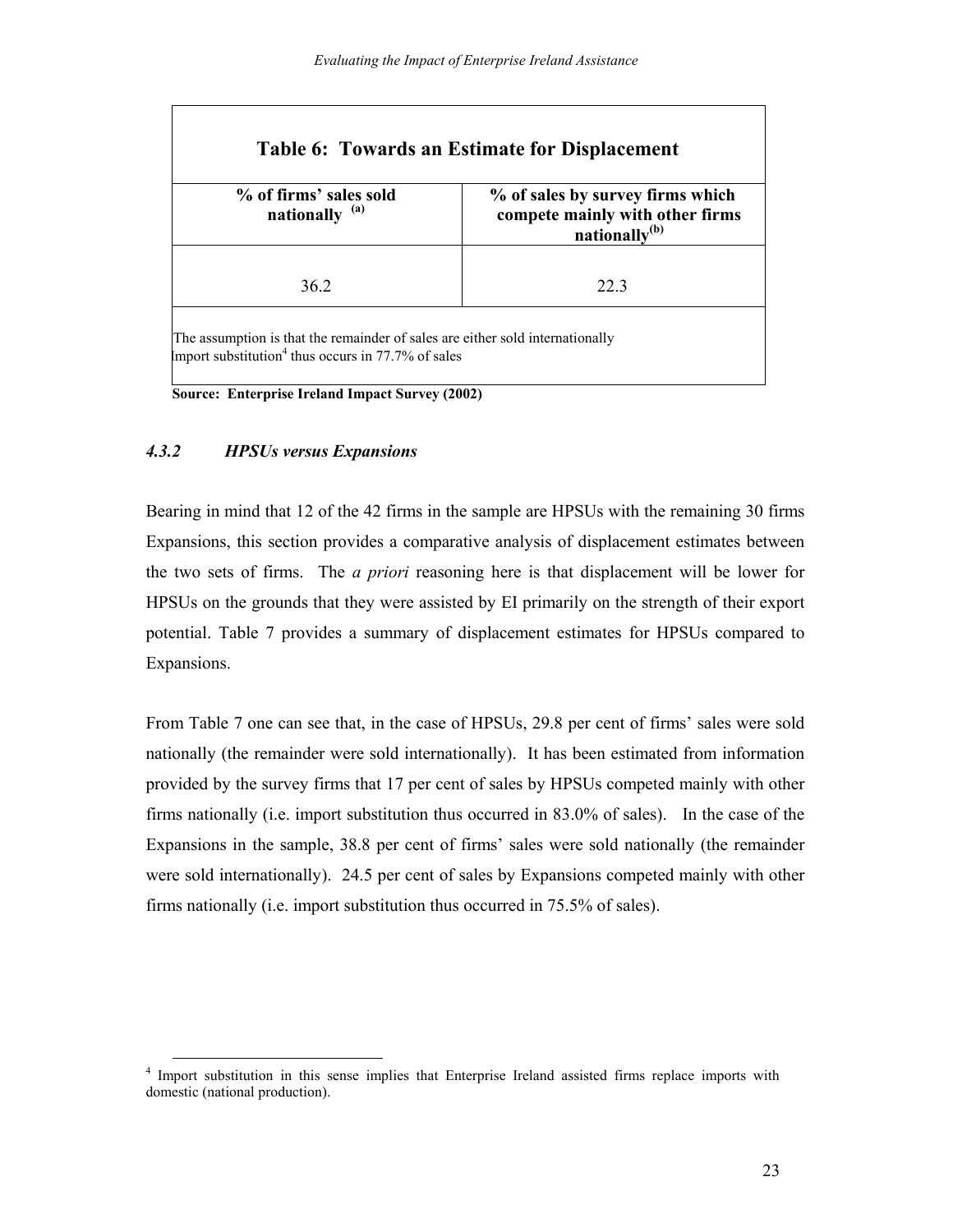**Table 6: Towards an Estimate for Displacement**

| % of firms' sales sold nationally [(a)] | % of sales by survey firms which compete mainly with other firms nationally[(b)] |
|---|---|
| 36.2 | 22.3 |
| The assumption is that the remainder of sales are either sold internationally Import substitution[4] thus occurs in 77.7% of sales | |

**Source: Enterprise Ireland Impact Survey (2002)**

### *4.3.2 HPSUs versus Expansions*

Bearing in mind that 12 of the 42 firms in the sample are HPSUs with the remaining 30 firms Expansions, this section provides a comparative analysis of displacement estimates between the two sets of firms. The *a priori* reasoning here is that displacement will be lower for HPSUs on the grounds that they were assisted by EI primarily on the strength of their export potential. Table 7 provides a summary of displacement estimates for HPSUs compared to Expansions.

From Table 7 one can see that, in the case of HPSUs, 29.8 per cent of firms' sales were sold nationally (the remainder were sold internationally). It has been estimated from information provided by the survey firms that 17 per cent of sales by HPSUs competed mainly with other firms nationally (i.e. import substitution thus occurred in 83.0% of sales). In the case of the Expansions in the sample, 38.8 per cent of firms' sales were sold nationally (the remainder were sold internationally). 24.5 per cent of sales by Expansions competed mainly with other firms nationally (i.e. import substitution thus occurred in 75.5% of sales).

[4] Import substitution in this sense implies that Enterprise Ireland assisted firms replace imports with domestic (national production).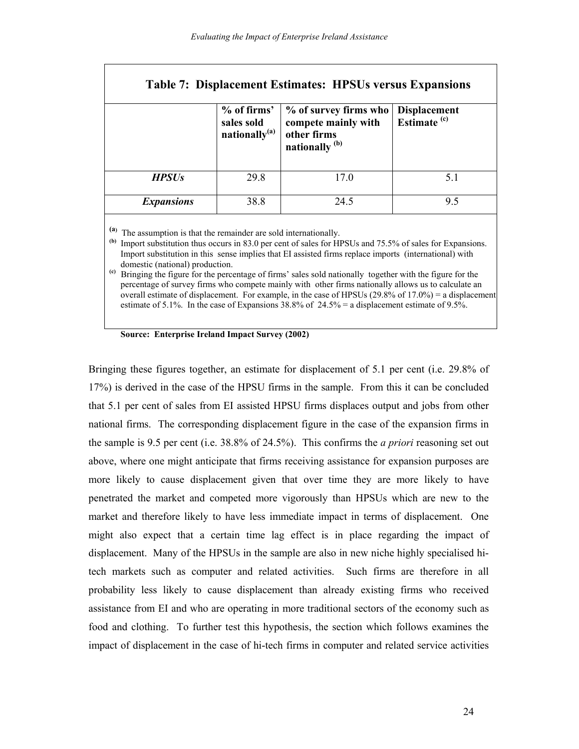**Table 7: Displacement Estimates: HPSUs versus Expansions**

| | % of firms' sales sold nationally[a] | % of survey firms who compete mainly with other firms nationally [b] | Displacement Estimate [c] |
|---|---|---|---|
| ***HPSUs*** | 29.8 | 17.0 | 5.1 |
| ***Expansions*** | 38.8 | 24.5 | 9.5 |

[a] The assumption is that the remainder are sold internationally.
[b] Import substitution thus occurs in 83.0 per cent of sales for HPSUs and 75.5% of sales for Expansions. Import substitution in this sense implies that EI assisted firms replace imports (international) with domestic (national) production.
[c] Bringing the figure for the percentage of firms' sales sold nationally together with the figure for the percentage of survey firms who compete mainly with other firms nationally allows us to calculate an overall estimate of displacement. For example, in the case of HPSUs (29.8% of 17.0%) = a displacement estimate of 5.1%. In the case of Expansions 38.8% of 24.5% = a displacement estimate of 9.5%.

**Source: Enterprise Ireland Impact Survey (2002)**

Bringing these figures together, an estimate for displacement of 5.1 per cent (i.e. 29.8% of 17%) is derived in the case of the HPSU firms in the sample. From this it can be concluded that 5.1 per cent of sales from EI assisted HPSU firms displaces output and jobs from other national firms. The corresponding displacement figure in the case of the expansion firms in the sample is 9.5 per cent (i.e. 38.8% of 24.5%). This confirms the *a priori* reasoning set out above, where one might anticipate that firms receiving assistance for expansion purposes are more likely to cause displacement given that over time they are more likely to have penetrated the market and competed more vigorously than HPSUs which are new to the market and therefore likely to have less immediate impact in terms of displacement. One might also expect that a certain time lag effect is in place regarding the impact of displacement. Many of the HPSUs in the sample are also in new niche highly specialised hi-tech markets such as computer and related activities. Such firms are therefore in all probability less likely to cause displacement than already existing firms who received assistance from EI and who are operating in more traditional sectors of the economy such as food and clothing. To further test this hypothesis, the section which follows examines the impact of displacement in the case of hi-tech firms in computer and related service activities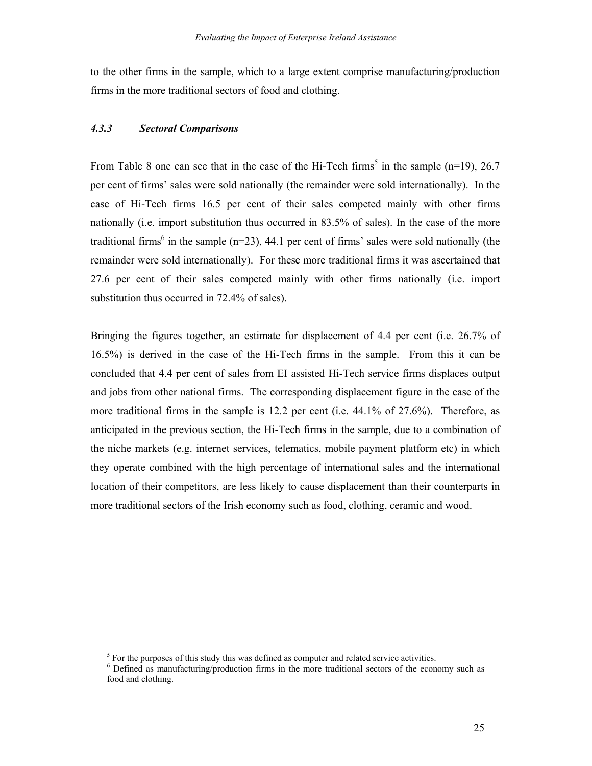to the other firms in the sample, which to a large extent comprise manufacturing/production firms in the more traditional sectors of food and clothing.

#### *4.3.3 Sectoral Comparisons*

From Table 8 one can see that in the case of the Hi-Tech firms[5] in the sample (n=19), 26.7 per cent of firms' sales were sold nationally (the remainder were sold internationally). In the case of Hi-Tech firms 16.5 per cent of their sales competed mainly with other firms nationally (i.e. import substitution thus occurred in 83.5% of sales). In the case of the more traditional firms[6] in the sample (n=23), 44.1 per cent of firms' sales were sold nationally (the remainder were sold internationally). For these more traditional firms it was ascertained that 27.6 per cent of their sales competed mainly with other firms nationally (i.e. import substitution thus occurred in 72.4% of sales).

Bringing the figures together, an estimate for displacement of 4.4 per cent (i.e. 26.7% of 16.5%) is derived in the case of the Hi-Tech firms in the sample. From this it can be concluded that 4.4 per cent of sales from EI assisted Hi-Tech service firms displaces output and jobs from other national firms. The corresponding displacement figure in the case of the more traditional firms in the sample is 12.2 per cent (i.e. 44.1% of 27.6%). Therefore, as anticipated in the previous section, the Hi-Tech firms in the sample, due to a combination of the niche markets (e.g. internet services, telematics, mobile payment platform etc) in which they operate combined with the high percentage of international sales and the international location of their competitors, are less likely to cause displacement than their counterparts in more traditional sectors of the Irish economy such as food, clothing, ceramic and wood.

---

[5] For the purposes of this study this was defined as computer and related service activities.

[6] Defined as manufacturing/production firms in the more traditional sectors of the economy such as food and clothing.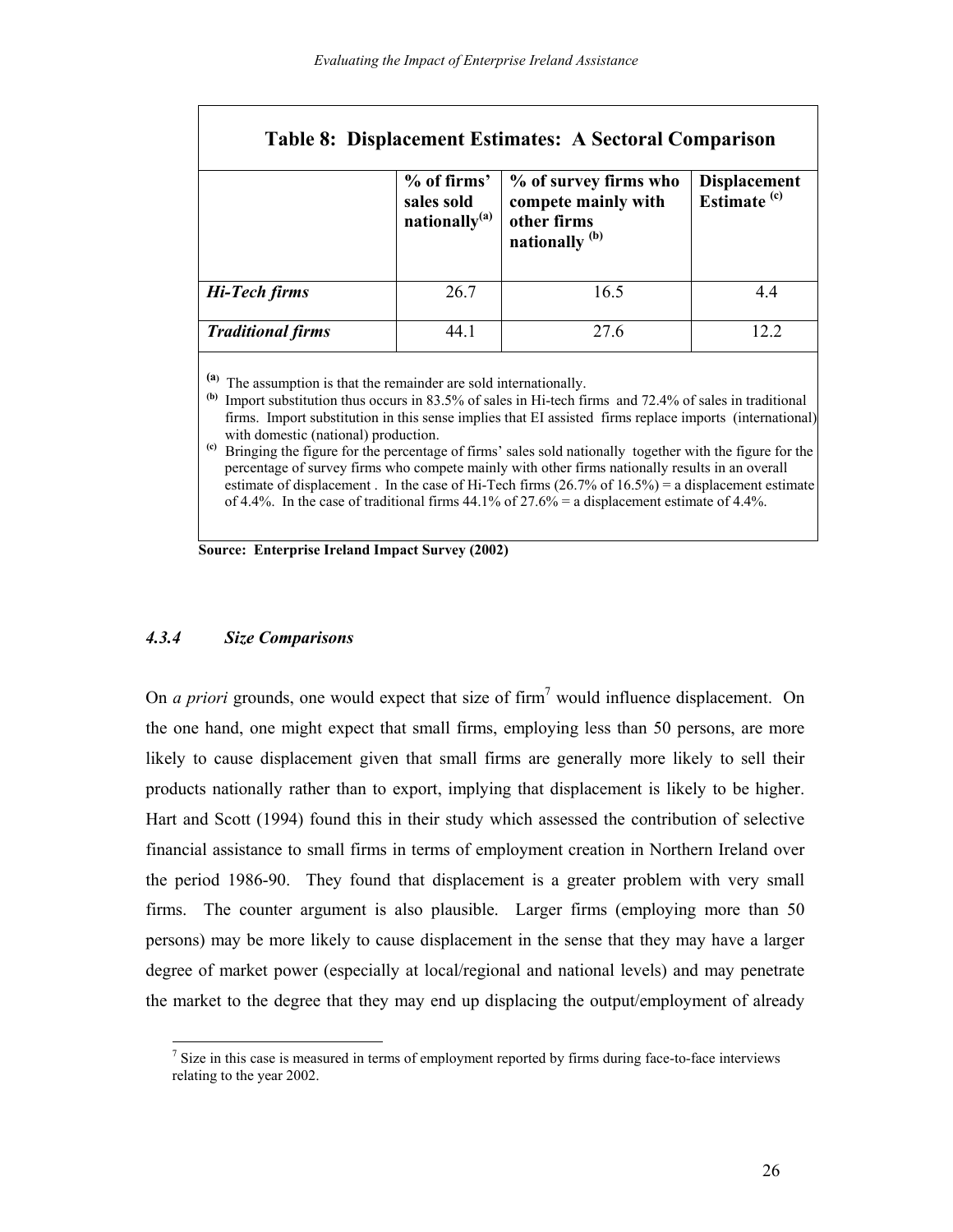**Table 8: Displacement Estimates: A Sectoral Comparison**

| | % of firms' sales sold nationally[(a)] | % of survey firms who compete mainly with other firms nationally [(b)] | Displacement Estimate [(c)] |
|---|---|---|---|
| ***Hi-Tech firms*** | 26.7 | 16.5 | 4.4 |
| ***Traditional firms*** | 44.1 | 27.6 | 12.2 |

[(a)] The assumption is that the remainder are sold internationally.
[(b)] Import substitution thus occurs in 83.5% of sales in Hi-tech firms and 72.4% of sales in traditional firms. Import substitution in this sense implies that EI assisted firms replace imports (international) with domestic (national) production.
[(c)] Bringing the figure for the percentage of firms' sales sold nationally together with the figure for the percentage of survey firms who compete mainly with other firms nationally results in an overall estimate of displacement . In the case of Hi-Tech firms (26.7% of 16.5%) = a displacement estimate of 4.4%. In the case of traditional firms 44.1% of 27.6% = a displacement estimate of 4.4%.

**Source: Enterprise Ireland Impact Survey (2002)**

### *4.3.4 Size Comparisons*

On *a priori* grounds, one would expect that size of firm[7] would influence displacement. On the one hand, one might expect that small firms, employing less than 50 persons, are more likely to cause displacement given that small firms are generally more likely to sell their products nationally rather than to export, implying that displacement is likely to be higher. Hart and Scott (1994) found this in their study which assessed the contribution of selective financial assistance to small firms in terms of employment creation in Northern Ireland over the period 1986-90. They found that displacement is a greater problem with very small firms. The counter argument is also plausible. Larger firms (employing more than 50 persons) may be more likely to cause displacement in the sense that they may have a larger degree of market power (especially at local/regional and national levels) and may penetrate the market to the degree that they may end up displacing the output/employment of already

[7] Size in this case is measured in terms of employment reported by firms during face-to-face interviews relating to the year 2002.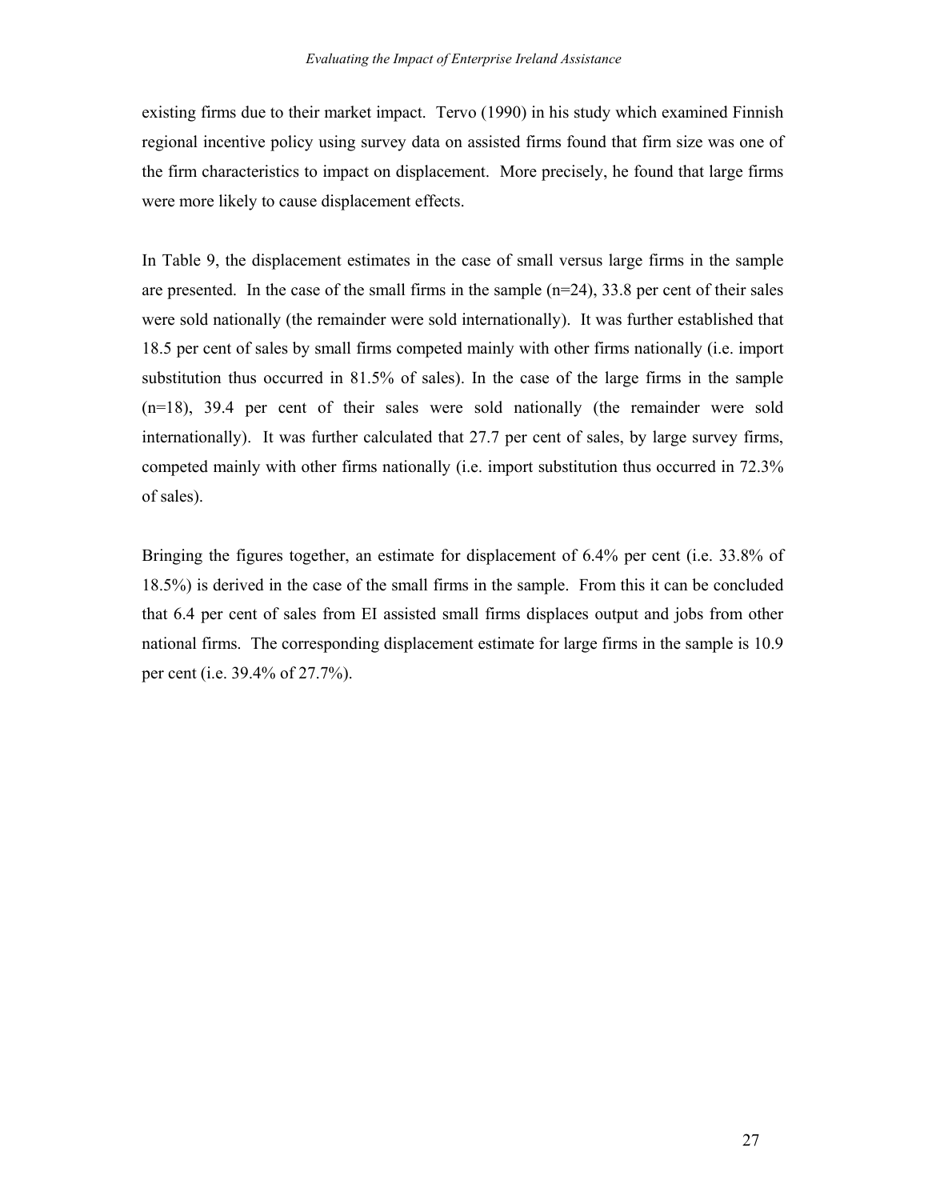existing firms due to their market impact. Tervo (1990) in his study which examined Finnish regional incentive policy using survey data on assisted firms found that firm size was one of the firm characteristics to impact on displacement. More precisely, he found that large firms were more likely to cause displacement effects.

In Table 9, the displacement estimates in the case of small versus large firms in the sample are presented. In the case of the small firms in the sample (n=24), 33.8 per cent of their sales were sold nationally (the remainder were sold internationally). It was further established that 18.5 per cent of sales by small firms competed mainly with other firms nationally (i.e. import substitution thus occurred in 81.5% of sales). In the case of the large firms in the sample (n=18), 39.4 per cent of their sales were sold nationally (the remainder were sold internationally). It was further calculated that 27.7 per cent of sales, by large survey firms, competed mainly with other firms nationally (i.e. import substitution thus occurred in 72.3% of sales).

Bringing the figures together, an estimate for displacement of 6.4% per cent (i.e. 33.8% of 18.5%) is derived in the case of the small firms in the sample. From this it can be concluded that 6.4 per cent of sales from EI assisted small firms displaces output and jobs from other national firms. The corresponding displacement estimate for large firms in the sample is 10.9 per cent (i.e. 39.4% of 27.7%).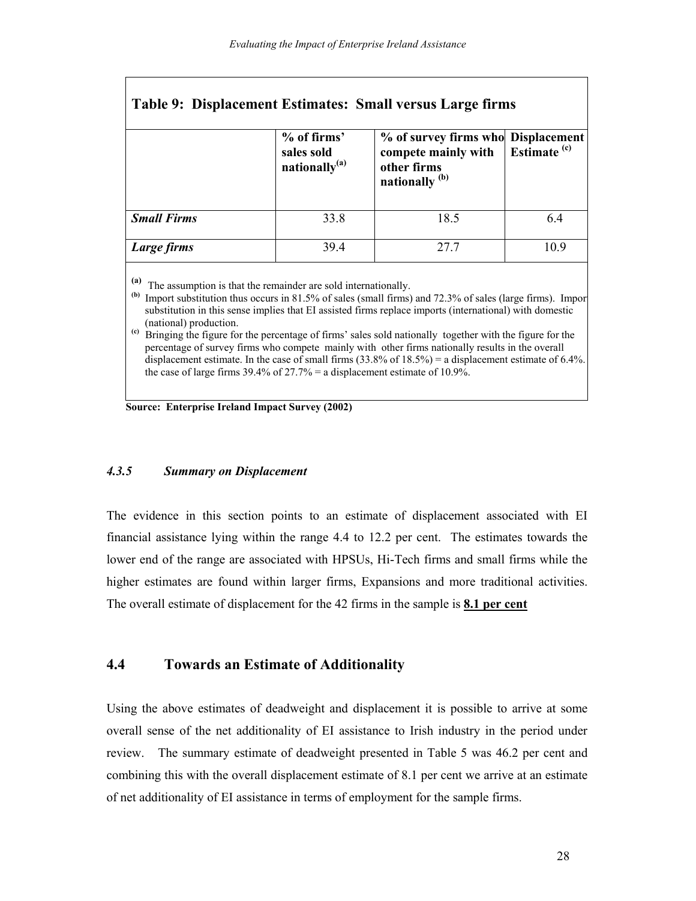**Table 9: Displacement Estimates: Small versus Large firms**

| | % of firms' sales sold nationally[(a)] | % of survey firms who compete mainly with other firms nationally [(b)] | Displacement Estimate [(c)] |
|---|---|---|---|
| ***Small Firms*** | 33.8 | 18.5 | 6.4 |
| ***Large firms*** | 39.4 | 27.7 | 10.9 |

[(a)] The assumption is that the remainder are sold internationally.

[(b)] Import substitution thus occurs in 81.5% of sales (small firms) and 72.3% of sales (large firms). Import substitution in this sense implies that EI assisted firms replace imports (international) with domestic (national) production.

[(c)] Bringing the figure for the percentage of firms' sales sold nationally together with the figure for the percentage of survey firms who compete mainly with other firms nationally results in the overall displacement estimate. In the case of small firms (33.8% of 18.5%) = a displacement estimate of 6.4%. In the case of large firms 39.4% of 27.7% = a displacement estimate of 10.9%.

**Source: Enterprise Ireland Impact Survey (2002)**

#### *4.3.5 Summary on Displacement*

The evidence in this section points to an estimate of displacement associated with EI financial assistance lying within the range 4.4 to 12.2 per cent. The estimates towards the lower end of the range are associated with HPSUs, Hi-Tech firms and small firms while the higher estimates are found within larger firms, Expansions and more traditional activities. The overall estimate of displacement for the 42 firms in the sample is **8.1 per cent**

## 4.4 Towards an Estimate of Additionality

Using the above estimates of deadweight and displacement it is possible to arrive at some overall sense of the net additionality of EI assistance to Irish industry in the period under review. The summary estimate of deadweight presented in Table 5 was 46.2 per cent and combining this with the overall displacement estimate of 8.1 per cent we arrive at an estimate of net additionality of EI assistance in terms of employment for the sample firms.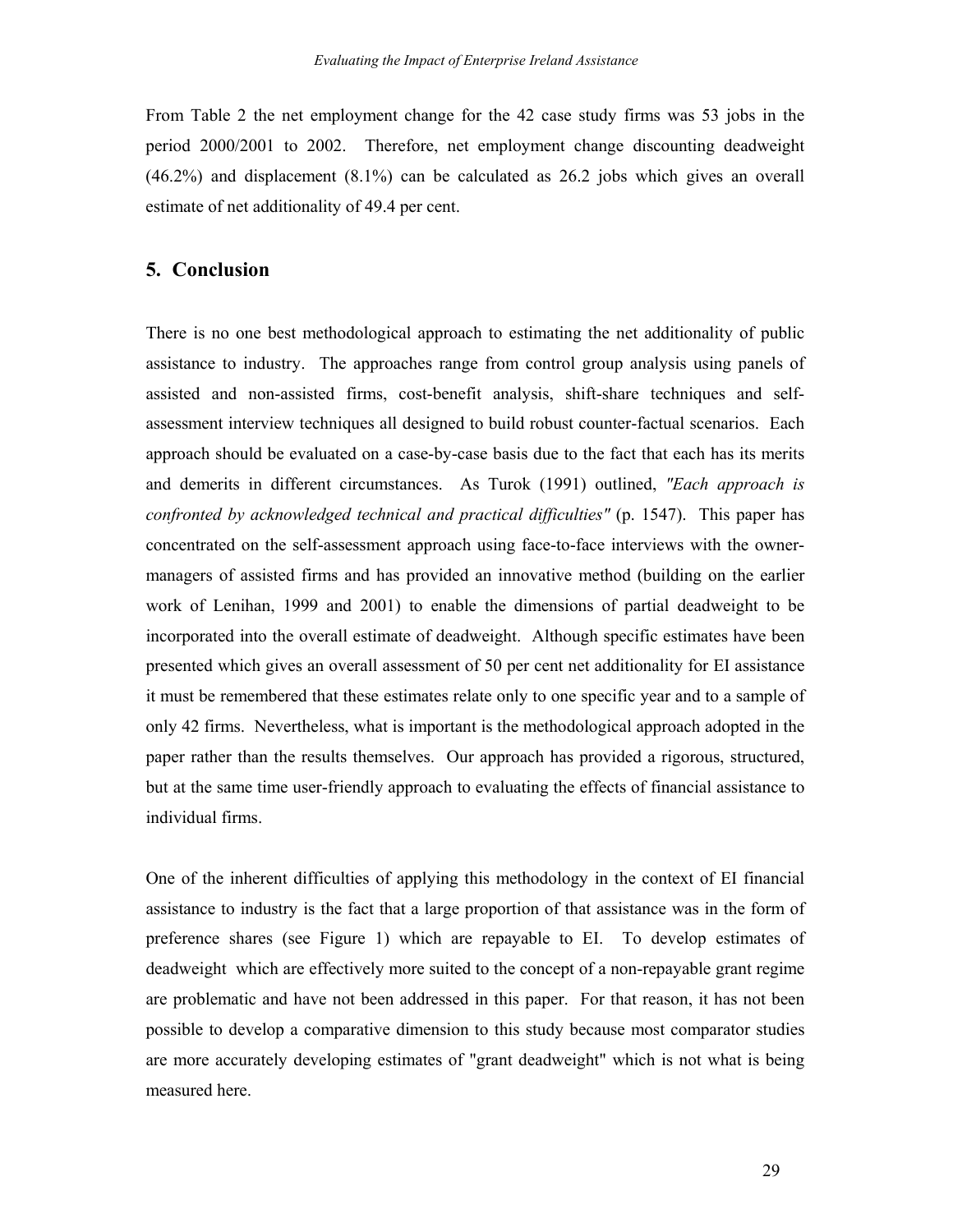From Table 2 the net employment change for the 42 case study firms was 53 jobs in the period 2000/2001 to 2002. Therefore, net employment change discounting deadweight (46.2%) and displacement (8.1%) can be calculated as 26.2 jobs which gives an overall estimate of net additionality of 49.4 per cent.

## 5. Conclusion

There is no one best methodological approach to estimating the net additionality of public assistance to industry. The approaches range from control group analysis using panels of assisted and non-assisted firms, cost-benefit analysis, shift-share techniques and self-assessment interview techniques all designed to build robust counter-factual scenarios. Each approach should be evaluated on a case-by-case basis due to the fact that each has its merits and demerits in different circumstances. As Turok (1991) outlined, *"Each approach is confronted by acknowledged technical and practical difficulties"* (p. 1547). This paper has concentrated on the self-assessment approach using face-to-face interviews with the owner-managers of assisted firms and has provided an innovative method (building on the earlier work of Lenihan, 1999 and 2001) to enable the dimensions of partial deadweight to be incorporated into the overall estimate of deadweight. Although specific estimates have been presented which gives an overall assessment of 50 per cent net additionality for EI assistance it must be remembered that these estimates relate only to one specific year and to a sample of only 42 firms. Nevertheless, what is important is the methodological approach adopted in the paper rather than the results themselves. Our approach has provided a rigorous, structured, but at the same time user-friendly approach to evaluating the effects of financial assistance to individual firms.

One of the inherent difficulties of applying this methodology in the context of EI financial assistance to industry is the fact that a large proportion of that assistance was in the form of preference shares (see Figure 1) which are repayable to EI. To develop estimates of deadweight which are effectively more suited to the concept of a non-repayable grant regime are problematic and have not been addressed in this paper. For that reason, it has not been possible to develop a comparative dimension to this study because most comparator studies are more accurately developing estimates of "grant deadweight" which is not what is being measured here.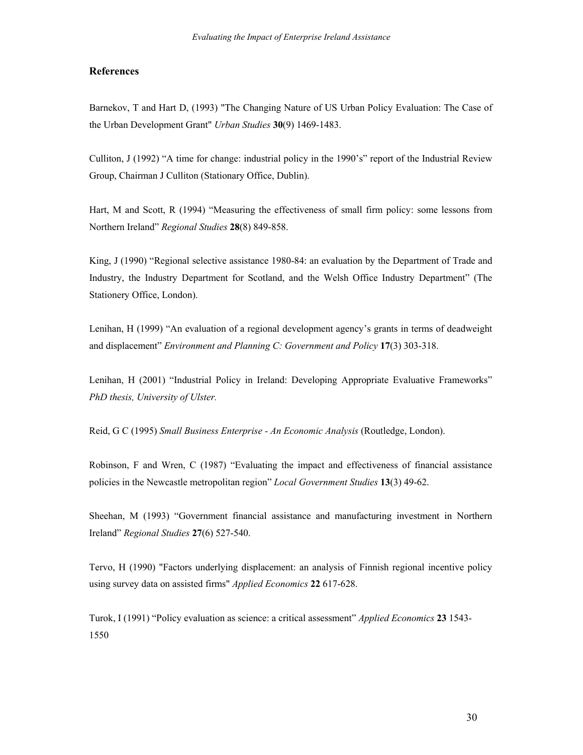## References

Barnekov, T and Hart D, (1993) "The Changing Nature of US Urban Policy Evaluation: The Case of the Urban Development Grant" *Urban Studies* **30**(9) 1469-1483.

Culliton, J (1992) "A time for change: industrial policy in the 1990's" report of the Industrial Review Group, Chairman J Culliton (Stationary Office, Dublin).

Hart, M and Scott, R (1994) "Measuring the effectiveness of small firm policy: some lessons from Northern Ireland" *Regional Studies* **28**(8) 849-858.

King, J (1990) "Regional selective assistance 1980-84: an evaluation by the Department of Trade and Industry, the Industry Department for Scotland, and the Welsh Office Industry Department" (The Stationery Office, London).

Lenihan, H (1999) "An evaluation of a regional development agency's grants in terms of deadweight and displacement" *Environment and Planning C: Government and Policy* **17**(3) 303-318.

Lenihan, H (2001) "Industrial Policy in Ireland: Developing Appropriate Evaluative Frameworks" *PhD thesis, University of Ulster.*

Reid, G C (1995) *Small Business Enterprise - An Economic Analysis* (Routledge, London).

Robinson, F and Wren, C (1987) "Evaluating the impact and effectiveness of financial assistance policies in the Newcastle metropolitan region" *Local Government Studies* **13**(3) 49-62.

Sheehan, M (1993) "Government financial assistance and manufacturing investment in Northern Ireland" *Regional Studies* **27**(6) 527-540.

Tervo, H (1990) "Factors underlying displacement: an analysis of Finnish regional incentive policy using survey data on assisted firms" *Applied Economics* **22** 617-628.

Turok, I (1991) "Policy evaluation as science: a critical assessment" *Applied Economics* **23** 1543-1550